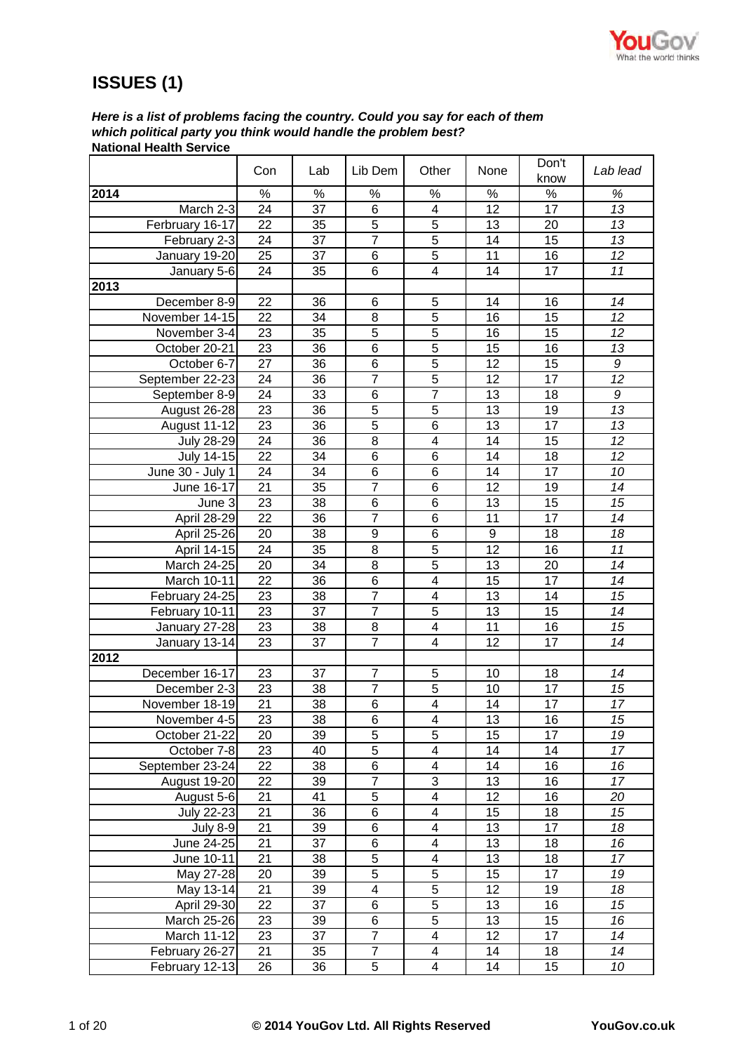# ISSUES (1)

***Here is a list of problems facing the country. Could you say for each of them which political party you think would handle the problem best?***

**National Health Service**

| | Con | Lab | Lib Dem | Other | None | Don't know | *Lab lead* |
|---|---|---|---|---|---|---|---|
| **2014** | % | % | % | % | % | % | *%* |
| March 2-3 | 24 | 37 | 6 | 4 | 12 | 17 | *13* |
| Ferbruary 16-17 | 22 | 35 | 5 | 5 | 13 | 20 | *13* |
| February 2-3 | 24 | 37 | 7 | 5 | 14 | 15 | *13* |
| January 19-20 | 25 | 37 | 6 | 5 | 11 | 16 | *12* |
| January 5-6 | 24 | 35 | 6 | 4 | 14 | 17 | *11* |
| **2013** | | | | | | | |
| December 8-9 | 22 | 36 | 6 | 5 | 14 | 16 | *14* |
| November 14-15 | 22 | 34 | 8 | 5 | 16 | 15 | *12* |
| November 3-4 | 23 | 35 | 5 | 5 | 16 | 15 | *12* |
| October 20-21 | 23 | 36 | 6 | 5 | 15 | 16 | *13* |
| October 6-7 | 27 | 36 | 6 | 5 | 12 | 15 | *9* |
| September 22-23 | 24 | 36 | 7 | 5 | 12 | 17 | *12* |
| September 8-9 | 24 | 33 | 6 | 7 | 13 | 18 | *9* |
| August 26-28 | 23 | 36 | 5 | 5 | 13 | 19 | *13* |
| August 11-12 | 23 | 36 | 5 | 6 | 13 | 17 | *13* |
| July 28-29 | 24 | 36 | 8 | 4 | 14 | 15 | *12* |
| July 14-15 | 22 | 34 | 6 | 6 | 14 | 18 | *12* |
| June 30 - July 1 | 24 | 34 | 6 | 6 | 14 | 17 | *10* |
| June 16-17 | 21 | 35 | 7 | 6 | 12 | 19 | *14* |
| June 3 | 23 | 38 | 6 | 6 | 13 | 15 | *15* |
| April 28-29 | 22 | 36 | 7 | 6 | 11 | 17 | *14* |
| April 25-26 | 20 | 38 | 9 | 6 | 9 | 18 | *18* |
| April 14-15 | 24 | 35 | 8 | 5 | 12 | 16 | *11* |
| March 24-25 | 20 | 34 | 8 | 5 | 13 | 20 | *14* |
| March 10-11 | 22 | 36 | 6 | 4 | 15 | 17 | *14* |
| February 24-25 | 23 | 38 | 7 | 4 | 13 | 14 | *15* |
| February 10-11 | 23 | 37 | 7 | 5 | 13 | 15 | *14* |
| January 27-28 | 23 | 38 | 8 | 4 | 11 | 16 | *15* |
| January 13-14 | 23 | 37 | 7 | 4 | 12 | 17 | *14* |
| **2012** | | | | | | | |
| December 16-17 | 23 | 37 | 7 | 5 | 10 | 18 | *14* |
| December 2-3 | 23 | 38 | 7 | 5 | 10 | 17 | *15* |
| November 18-19 | 21 | 38 | 6 | 4 | 14 | 17 | *17* |
| November 4-5 | 23 | 38 | 6 | 4 | 13 | 16 | *15* |
| October 21-22 | 20 | 39 | 5 | 5 | 15 | 17 | *19* |
| October 7-8 | 23 | 40 | 5 | 4 | 14 | 14 | *17* |
| September 23-24 | 22 | 38 | 6 | 4 | 14 | 16 | *16* |
| August 19-20 | 22 | 39 | 7 | 3 | 13 | 16 | *17* |
| August 5-6 | 21 | 41 | 5 | 4 | 12 | 16 | *20* |
| July 22-23 | 21 | 36 | 6 | 4 | 15 | 18 | *15* |
| July 8-9 | 21 | 39 | 6 | 4 | 13 | 17 | *18* |
| June 24-25 | 21 | 37 | 6 | 4 | 13 | 18 | *16* |
| June 10-11 | 21 | 38 | 5 | 4 | 13 | 18 | *17* |
| May 27-28 | 20 | 39 | 5 | 5 | 15 | 17 | *19* |
| May 13-14 | 21 | 39 | 4 | 5 | 12 | 19 | *18* |
| April 29-30 | 22 | 37 | 6 | 5 | 13 | 16 | *15* |
| March 25-26 | 23 | 39 | 6 | 5 | 13 | 15 | *16* |
| March 11-12 | 23 | 37 | 7 | 4 | 12 | 17 | *14* |
| February 26-27 | 21 | 35 | 7 | 4 | 14 | 18 | *14* |
| February 12-13 | 26 | 36 | 5 | 4 | 14 | 15 | *10* |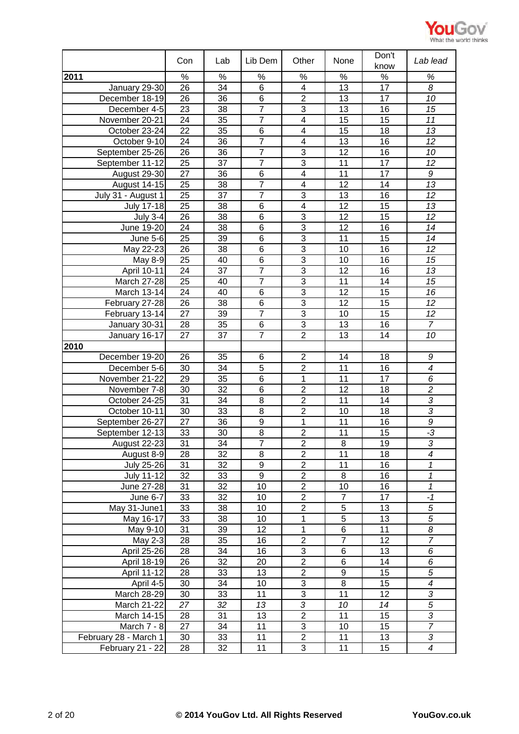| | Con | Lab | Lib Dem | Other | None | Don't know | *Lab lead* |
|---|---|---|---|---|---|---|---|
| **2011** | % | % | % | % | % | % | *%* |
| January 29-30 | 26 | 34 | 6 | 4 | 13 | 17 | *8* |
| December 18-19 | 26 | 36 | 6 | 2 | 13 | 17 | *10* |
| December 4-5 | 23 | 38 | 7 | 3 | 13 | 16 | *15* |
| November 20-21 | 24 | 35 | 7 | 4 | 15 | 15 | *11* |
| October 23-24 | 22 | 35 | 6 | 4 | 15 | 18 | *13* |
| October 9-10 | 24 | 36 | 7 | 4 | 13 | 16 | *12* |
| September 25-26 | 26 | 36 | 7 | 3 | 12 | 16 | *10* |
| September 11-12 | 25 | 37 | 7 | 3 | 11 | 17 | *12* |
| August 29-30 | 27 | 36 | 6 | 4 | 11 | 17 | *9* |
| August 14-15 | 25 | 38 | 7 | 4 | 12 | 14 | *13* |
| July 31 - August 1 | 25 | 37 | 7 | 3 | 13 | 16 | *12* |
| July 17-18 | 25 | 38 | 6 | 4 | 12 | 15 | *13* |
| July 3-4 | 26 | 38 | 6 | 3 | 12 | 15 | *12* |
| June 19-20 | 24 | 38 | 6 | 3 | 12 | 16 | *14* |
| June 5-6 | 25 | 39 | 6 | 3 | 11 | 15 | *14* |
| May 22-23 | 26 | 38 | 6 | 3 | 10 | 16 | *12* |
| May 8-9 | 25 | 40 | 6 | 3 | 10 | 16 | *15* |
| April 10-11 | 24 | 37 | 7 | 3 | 12 | 16 | *13* |
| March 27-28 | 25 | 40 | 7 | 3 | 11 | 14 | *15* |
| March 13-14 | 24 | 40 | 6 | 3 | 12 | 15 | *16* |
| February 27-28 | 26 | 38 | 6 | 3 | 12 | 15 | *12* |
| February 13-14 | 27 | 39 | 7 | 3 | 10 | 15 | *12* |
| January 30-31 | 28 | 35 | 6 | 3 | 13 | 16 | *7* |
| January 16-17 | 27 | 37 | 7 | 2 | 13 | 14 | *10* |
| **2010** | | | | | | | |
| December 19-20 | 26 | 35 | 6 | 2 | 14 | 18 | *9* |
| December 5-6 | 30 | 34 | 5 | 2 | 11 | 16 | *4* |
| November 21-22 | 29 | 35 | 6 | 1 | 11 | 17 | *6* |
| November 7-8 | 30 | 32 | 6 | 2 | 12 | 18 | *2* |
| October 24-25 | 31 | 34 | 8 | 2 | 11 | 14 | *3* |
| October 10-11 | 30 | 33 | 8 | 2 | 10 | 18 | *3* |
| September 26-27 | 27 | 36 | 9 | 1 | 11 | 16 | *9* |
| September 12-13 | 33 | 30 | 8 | 2 | 11 | 15 | *-3* |
| August 22-23 | 31 | 34 | 7 | 2 | 8 | 19 | *3* |
| August 8-9 | 28 | 32 | 8 | 2 | 11 | 18 | *4* |
| July 25-26 | 31 | 32 | 9 | 2 | 11 | 16 | *1* |
| July 11-12 | 32 | 33 | 9 | 2 | 8 | 16 | *1* |
| June 27-28 | 31 | 32 | 10 | 2 | 10 | 16 | *1* |
| June 6-7 | 33 | 32 | 10 | 2 | 7 | 17 | *-1* |
| May 31-June1 | 33 | 38 | 10 | 2 | 5 | 13 | *5* |
| May 16-17 | 33 | 38 | 10 | 1 | 5 | 13 | *5* |
| May 9-10 | 31 | 39 | 12 | 1 | 6 | 11 | *8* |
| May 2-3 | 28 | 35 | 16 | 2 | 7 | 12 | *7* |
| April 25-26 | 28 | 34 | 16 | 3 | 6 | 13 | *6* |
| April 18-19 | 26 | 32 | 20 | 2 | 6 | 14 | *6* |
| April 11-12 | 28 | 33 | 13 | 2 | 9 | 15 | *5* |
| April 4-5 | 30 | 34 | 10 | 3 | 8 | 15 | *4* |
| March 28-29 | 30 | 33 | 11 | 3 | 11 | 12 | *3* |
| March 21-22 | *27* | *32* | *13* | *3* | *10* | *14* | *5* |
| March 14-15 | 28 | 31 | 13 | 2 | 11 | 15 | *3* |
| March 7 - 8 | 27 | 34 | 11 | 3 | 10 | 15 | *7* |
| February 28 - March 1 | 30 | 33 | 11 | 2 | 11 | 13 | *3* |
| February 21 - 22 | 28 | 32 | 11 | 3 | 11 | 15 | *4* |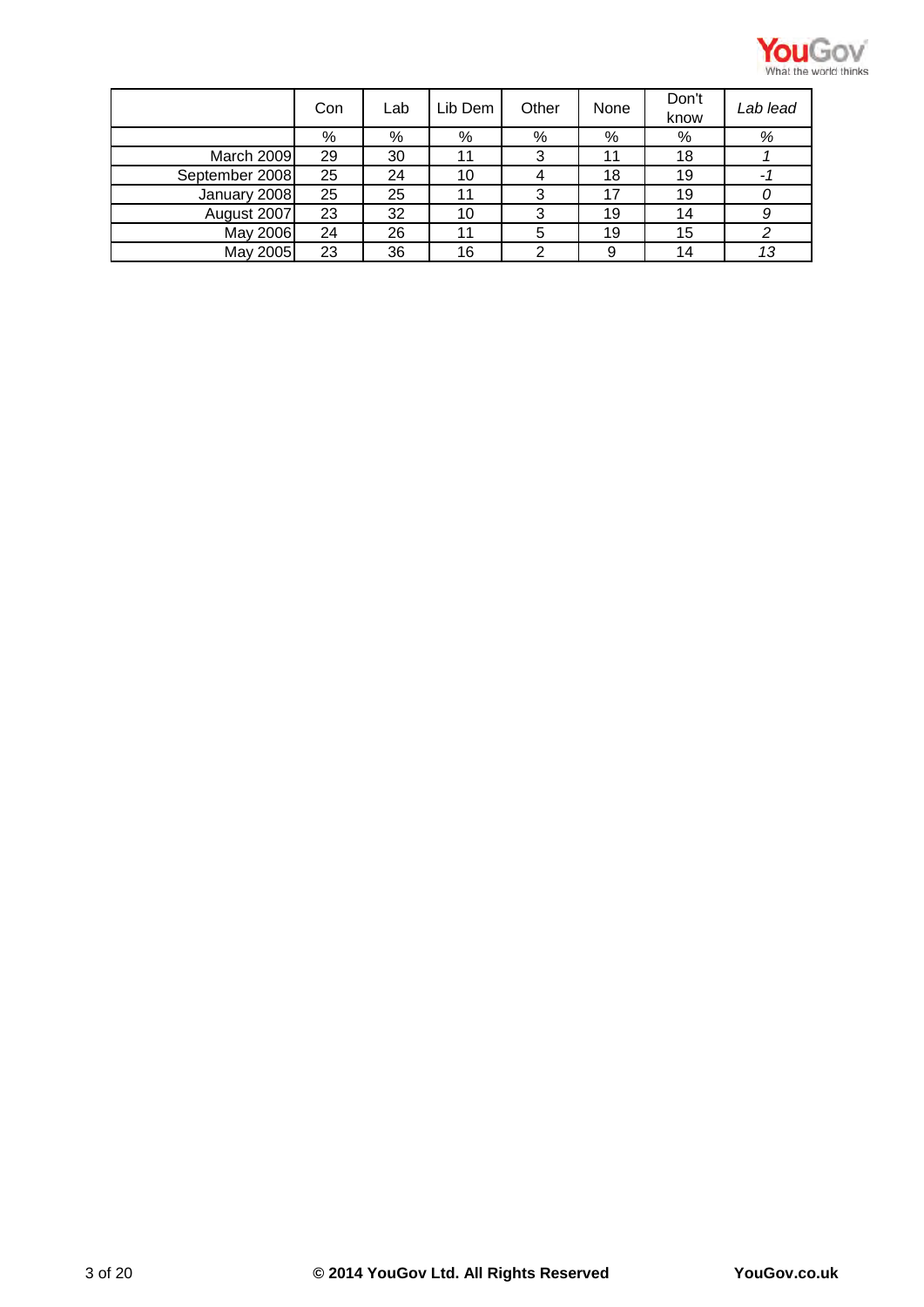| | Con | Lab | Lib Dem | Other | None | Don't know | *Lab lead* |
|---|---|---|---|---|---|---|---|
| | % | % | % | % | % | % | *%* |
| March 2009 | 29 | 30 | 11 | 3 | 11 | 18 | *1* |
| September 2008 | 25 | 24 | 10 | 4 | 18 | 19 | *-1* |
| January 2008 | 25 | 25 | 11 | 3 | 17 | 19 | *0* |
| August 2007 | 23 | 32 | 10 | 3 | 19 | 14 | *9* |
| May 2006 | 24 | 26 | 11 | 5 | 19 | 15 | *2* |
| May 2005 | 23 | 36 | 16 | 2 | 9 | 14 | *13* |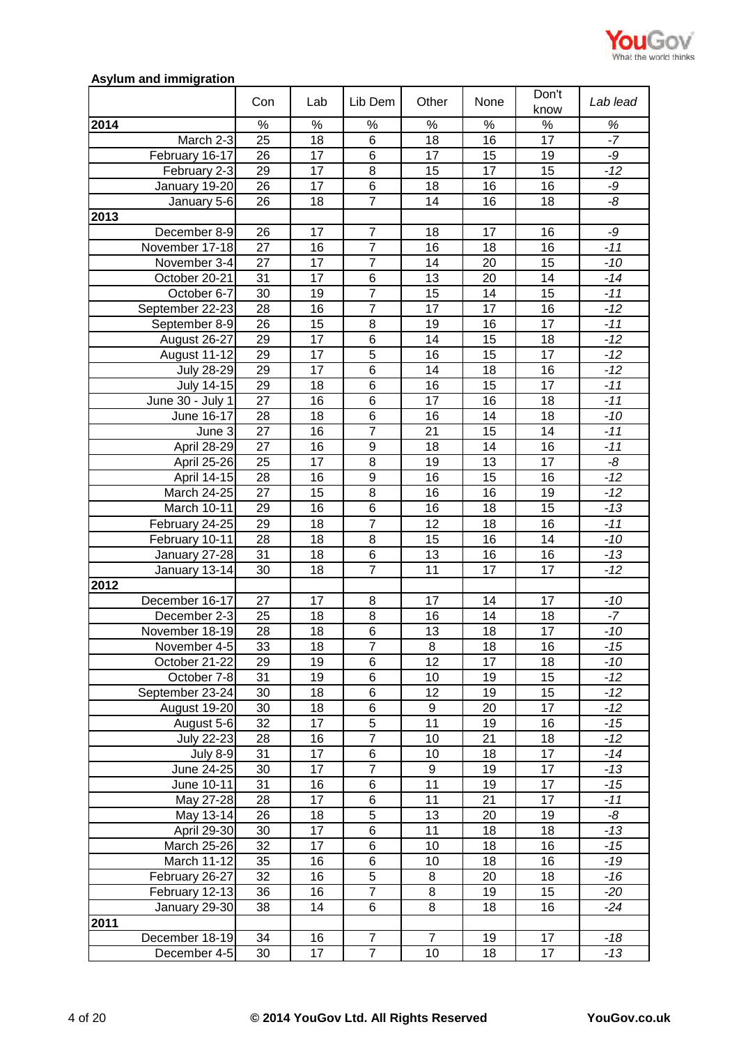**Asylum and immigration**

| | Con | Lab | Lib Dem | Other | None | Don't know | *Lab lead* |
|---|---|---|---|---|---|---|---|
| **2014** | % | % | % | % | % | % | *%* |
| March 2-3 | 25 | 18 | 6 | 18 | 16 | 17 | *-7* |
| February 16-17 | 26 | 17 | 6 | 17 | 15 | 19 | *-9* |
| February 2-3 | 29 | 17 | 8 | 15 | 17 | 15 | *-12* |
| January 19-20 | 26 | 17 | 6 | 18 | 16 | 16 | *-9* |
| January 5-6 | 26 | 18 | 7 | 14 | 16 | 18 | *-8* |
| **2013** | | | | | | | |
| December 8-9 | 26 | 17 | 7 | 18 | 17 | 16 | *-9* |
| November 17-18 | 27 | 16 | 7 | 16 | 18 | 16 | *-11* |
| November 3-4 | 27 | 17 | 7 | 14 | 20 | 15 | *-10* |
| October 20-21 | 31 | 17 | 6 | 13 | 20 | 14 | *-14* |
| October 6-7 | 30 | 19 | 7 | 15 | 14 | 15 | *-11* |
| September 22-23 | 28 | 16 | 7 | 17 | 17 | 16 | *-12* |
| September 8-9 | 26 | 15 | 8 | 19 | 16 | 17 | *-11* |
| August 26-27 | 29 | 17 | 6 | 14 | 15 | 18 | *-12* |
| August 11-12 | 29 | 17 | 5 | 16 | 15 | 17 | *-12* |
| July 28-29 | 29 | 17 | 6 | 14 | 18 | 16 | *-12* |
| July 14-15 | 29 | 18 | 6 | 16 | 15 | 17 | *-11* |
| June 30 - July 1 | 27 | 16 | 6 | 17 | 16 | 18 | *-11* |
| June 16-17 | 28 | 18 | 6 | 16 | 14 | 18 | *-10* |
| June 3 | 27 | 16 | 7 | 21 | 15 | 14 | *-11* |
| April 28-29 | 27 | 16 | 9 | 18 | 14 | 16 | *-11* |
| April 25-26 | 25 | 17 | 8 | 19 | 13 | 17 | *-8* |
| April 14-15 | 28 | 16 | 9 | 16 | 15 | 16 | *-12* |
| March 24-25 | 27 | 15 | 8 | 16 | 16 | 19 | *-12* |
| March 10-11 | 29 | 16 | 6 | 16 | 18 | 15 | *-13* |
| February 24-25 | 29 | 18 | 7 | 12 | 18 | 16 | *-11* |
| February 10-11 | 28 | 18 | 8 | 15 | 16 | 14 | *-10* |
| January 27-28 | 31 | 18 | 6 | 13 | 16 | 16 | *-13* |
| January 13-14 | 30 | 18 | 7 | 11 | 17 | 17 | *-12* |
| **2012** | | | | | | | |
| December 16-17 | 27 | 17 | 8 | 17 | 14 | 17 | *-10* |
| December 2-3 | 25 | 18 | 8 | 16 | 14 | 18 | *-7* |
| November 18-19 | 28 | 18 | 6 | 13 | 18 | 17 | *-10* |
| November 4-5 | 33 | 18 | 7 | 8 | 18 | 16 | *-15* |
| October 21-22 | 29 | 19 | 6 | 12 | 17 | 18 | *-10* |
| October 7-8 | 31 | 19 | 6 | 10 | 19 | 15 | *-12* |
| September 23-24 | 30 | 18 | 6 | 12 | 19 | 15 | *-12* |
| August 19-20 | 30 | 18 | 6 | 9 | 20 | 17 | *-12* |
| August 5-6 | 32 | 17 | 5 | 11 | 19 | 16 | *-15* |
| July 22-23 | 28 | 16 | 7 | 10 | 21 | 18 | *-12* |
| July 8-9 | 31 | 17 | 6 | 10 | 18 | 17 | *-14* |
| June 24-25 | 30 | 17 | 7 | 9 | 19 | 17 | *-13* |
| June 10-11 | 31 | 16 | 6 | 11 | 19 | 17 | *-15* |
| May 27-28 | 28 | 17 | 6 | 11 | 21 | 17 | *-11* |
| May 13-14 | 26 | 18 | 5 | 13 | 20 | 19 | *-8* |
| April 29-30 | 30 | 17 | 6 | 11 | 18 | 18 | *-13* |
| March 25-26 | 32 | 17 | 6 | 10 | 18 | 16 | *-15* |
| March 11-12 | 35 | 16 | 6 | 10 | 18 | 16 | *-19* |
| February 26-27 | 32 | 16 | 5 | 8 | 20 | 18 | *-16* |
| February 12-13 | 36 | 16 | 7 | 8 | 19 | 15 | *-20* |
| January 29-30 | 38 | 14 | 6 | 8 | 18 | 16 | *-24* |
| **2011** | | | | | | | |
| December 18-19 | 34 | 16 | 7 | 7 | 19 | 17 | *-18* |
| December 4-5 | 30 | 17 | 7 | 10 | 18 | 17 | *-13* |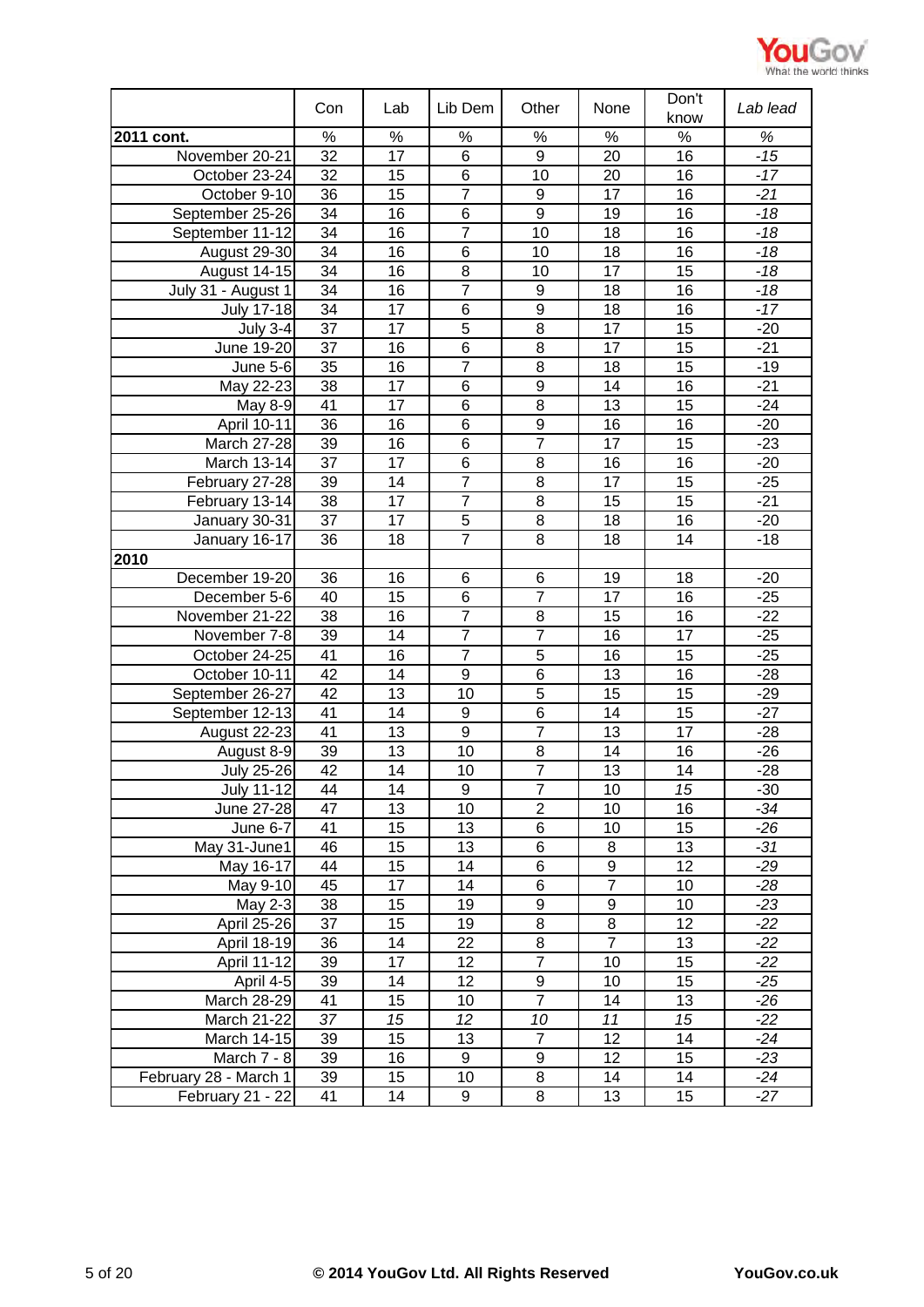|  | Con | Lab | Lib Dem | Other | None | Don't know | *Lab lead* |
|---|---|---|---|---|---|---|---|
| **2011 cont.** | % | % | % | % | % | % | *%* |
| November 20-21 | 32 | 17 | 6 | 9 | 20 | 16 | *-15* |
| October 23-24 | 32 | 15 | 6 | 10 | 20 | 16 | *-17* |
| October 9-10 | 36 | 15 | 7 | 9 | 17 | 16 | *-21* |
| September 25-26 | 34 | 16 | 6 | 9 | 19 | 16 | *-18* |
| September 11-12 | 34 | 16 | 7 | 10 | 18 | 16 | *-18* |
| August 29-30 | 34 | 16 | 6 | 10 | 18 | 16 | *-18* |
| August 14-15 | 34 | 16 | 8 | 10 | 17 | 15 | *-18* |
| July 31 - August 1 | 34 | 16 | 7 | 9 | 18 | 16 | *-18* |
| July 17-18 | 34 | 17 | 6 | 9 | 18 | 16 | *-17* |
| July 3-4 | 37 | 17 | 5 | 8 | 17 | 15 | -20 |
| June 19-20 | 37 | 16 | 6 | 8 | 17 | 15 | -21 |
| June 5-6 | 35 | 16 | 7 | 8 | 18 | 15 | -19 |
| May 22-23 | 38 | 17 | 6 | 9 | 14 | 16 | -21 |
| May 8-9 | 41 | 17 | 6 | 8 | 13 | 15 | -24 |
| April 10-11 | 36 | 16 | 6 | 9 | 16 | 16 | -20 |
| March 27-28 | 39 | 16 | 6 | 7 | 17 | 15 | -23 |
| March 13-14 | 37 | 17 | 6 | 8 | 16 | 16 | -20 |
| February 27-28 | 39 | 14 | 7 | 8 | 17 | 15 | -25 |
| February 13-14 | 38 | 17 | 7 | 8 | 15 | 15 | -21 |
| January 30-31 | 37 | 17 | 5 | 8 | 18 | 16 | -20 |
| January 16-17 | 36 | 18 | 7 | 8 | 18 | 14 | -18 |
| **2010** |  |  |  |  |  |  |  |
| December 19-20 | 36 | 16 | 6 | 6 | 19 | 18 | -20 |
| December 5-6 | 40 | 15 | 6 | 7 | 17 | 16 | -25 |
| November 21-22 | 38 | 16 | 7 | 8 | 15 | 16 | -22 |
| November 7-8 | 39 | 14 | 7 | 7 | 16 | 17 | -25 |
| October 24-25 | 41 | 16 | 7 | 5 | 16 | 15 | -25 |
| October 10-11 | 42 | 14 | 9 | 6 | 13 | 16 | -28 |
| September 26-27 | 42 | 13 | 10 | 5 | 15 | 15 | -29 |
| September 12-13 | 41 | 14 | 9 | 6 | 14 | 15 | -27 |
| August 22-23 | 41 | 13 | 9 | 7 | 13 | 17 | -28 |
| August 8-9 | 39 | 13 | 10 | 8 | 14 | 16 | -26 |
| July 25-26 | 42 | 14 | 10 | 7 | 13 | 14 | -28 |
| July 11-12 | 44 | 14 | 9 | 7 | 10 | *15* | -30 |
| June 27-28 | 47 | 13 | 10 | 2 | 10 | 16 | *-34* |
| June 6-7 | 41 | 15 | 13 | 6 | 10 | 15 | *-26* |
| May 31-June1 | 46 | 15 | 13 | 6 | 8 | 13 | *-31* |
| May 16-17 | 44 | 15 | 14 | 6 | 9 | 12 | *-29* |
| May 9-10 | 45 | 17 | 14 | 6 | 7 | 10 | *-28* |
| May 2-3 | 38 | 15 | 19 | 9 | 9 | 10 | *-23* |
| April 25-26 | 37 | 15 | 19 | 8 | 8 | 12 | *-22* |
| April 18-19 | 36 | 14 | 22 | 8 | 7 | 13 | *-22* |
| April 11-12 | 39 | 17 | 12 | 7 | 10 | 15 | *-22* |
| April 4-5 | 39 | 14 | 12 | 9 | 10 | 15 | *-25* |
| March 28-29 | 41 | 15 | 10 | 7 | 14 | 13 | *-26* |
| March 21-22 | *37* | *15* | *12* | *10* | *11* | *15* | *-22* |
| March 14-15 | 39 | 15 | 13 | 7 | 12 | 14 | *-24* |
| March 7 - 8 | 39 | 16 | 9 | 9 | 12 | 15 | *-23* |
| February 28 - March 1 | 39 | 15 | 10 | 8 | 14 | 14 | *-24* |
| February 21 - 22 | 41 | 14 | 9 | 8 | 13 | 15 | *-27* |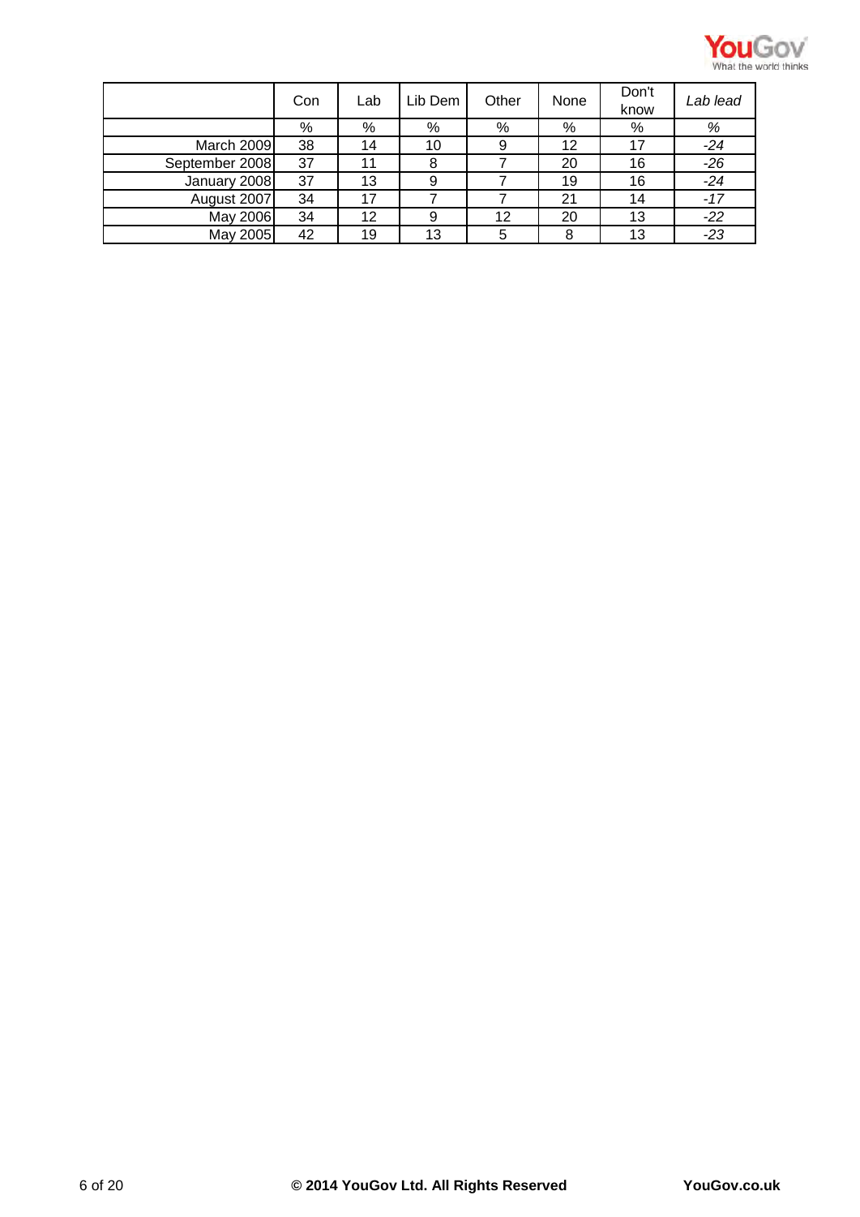|  | Con | Lab | Lib Dem | Other | None | Don't know | *Lab lead* |
|---|---|---|---|---|---|---|---|
|  | % | % | % | % | % | % | *%* |
| March 2009 | 38 | 14 | 10 | 9 | 12 | 17 | *-24* |
| September 2008 | 37 | 11 | 8 | 7 | 20 | 16 | *-26* |
| January 2008 | 37 | 13 | 9 | 7 | 19 | 16 | *-24* |
| August 2007 | 34 | 17 | 7 | 7 | 21 | 14 | *-17* |
| May 2006 | 34 | 12 | 9 | 12 | 20 | 13 | *-22* |
| May 2005 | 42 | 19 | 13 | 5 | 8 | 13 | *-23* |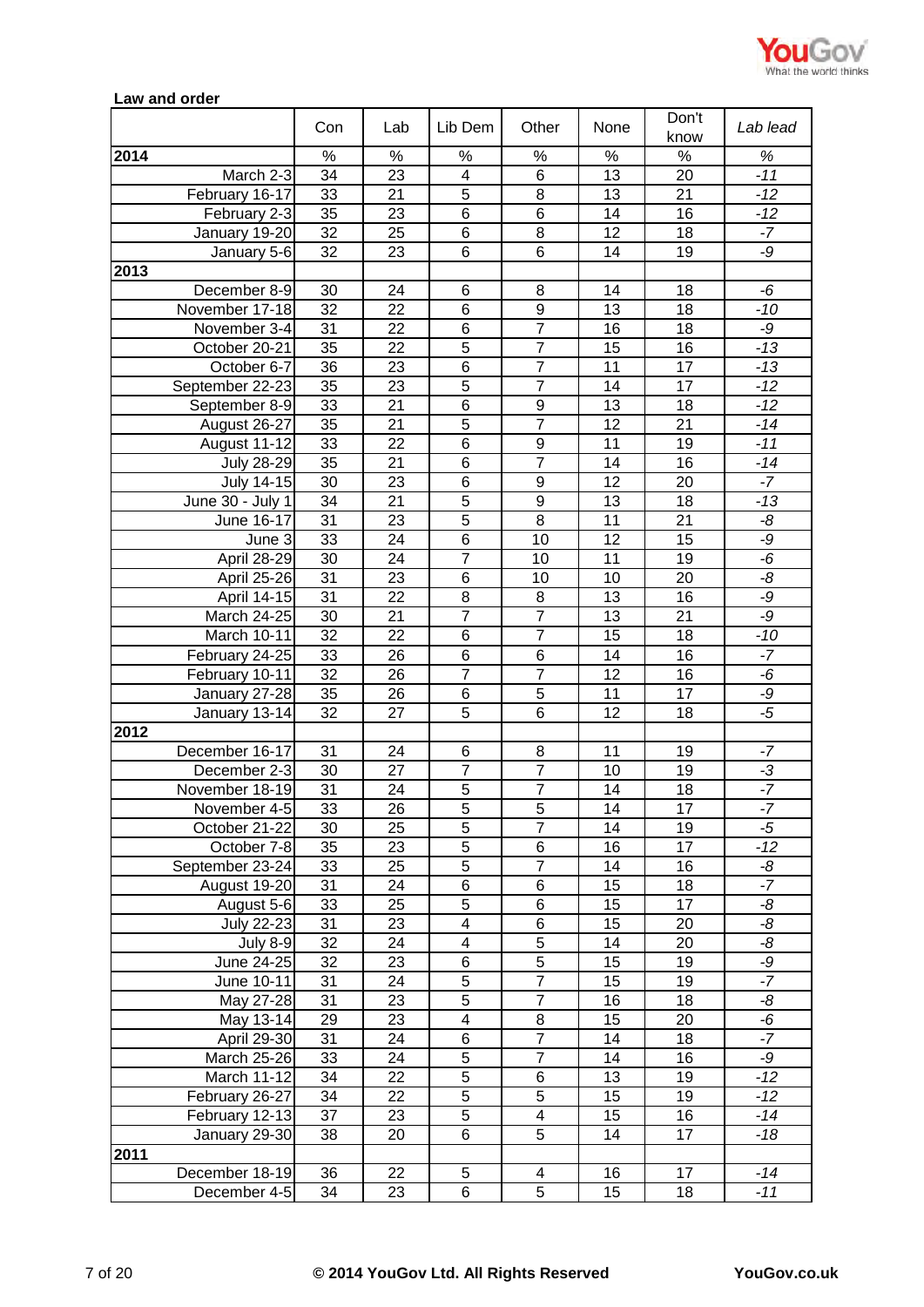**Law and order**

| | Con | Lab | Lib Dem | Other | None | Don't know | *Lab lead* |
|---|---|---|---|---|---|---|---|
| **2014** | % | % | % | % | % | % | *%* |
| March 2-3 | 34 | 23 | 4 | 6 | 13 | 20 | *-11* |
| February 16-17 | 33 | 21 | 5 | 8 | 13 | 21 | *-12* |
| February 2-3 | 35 | 23 | 6 | 6 | 14 | 16 | *-12* |
| January 19-20 | 32 | 25 | 6 | 8 | 12 | 18 | *-7* |
| January 5-6 | 32 | 23 | 6 | 6 | 14 | 19 | *-9* |
| **2013** | | | | | | | |
| December 8-9 | 30 | 24 | 6 | 8 | 14 | 18 | *-6* |
| November 17-18 | 32 | 22 | 6 | 9 | 13 | 18 | *-10* |
| November 3-4 | 31 | 22 | 6 | 7 | 16 | 18 | *-9* |
| October 20-21 | 35 | 22 | 5 | 7 | 15 | 16 | *-13* |
| October 6-7 | 36 | 23 | 6 | 7 | 11 | 17 | *-13* |
| September 22-23 | 35 | 23 | 5 | 7 | 14 | 17 | *-12* |
| September 8-9 | 33 | 21 | 6 | 9 | 13 | 18 | *-12* |
| August 26-27 | 35 | 21 | 5 | 7 | 12 | 21 | *-14* |
| August 11-12 | 33 | 22 | 6 | 9 | 11 | 19 | *-11* |
| July 28-29 | 35 | 21 | 6 | 7 | 14 | 16 | *-14* |
| July 14-15 | 30 | 23 | 6 | 9 | 12 | 20 | *-7* |
| June 30 - July 1 | 34 | 21 | 5 | 9 | 13 | 18 | *-13* |
| June 16-17 | 31 | 23 | 5 | 8 | 11 | 21 | *-8* |
| June 3 | 33 | 24 | 6 | 10 | 12 | 15 | *-9* |
| April 28-29 | 30 | 24 | 7 | 10 | 11 | 19 | *-6* |
| April 25-26 | 31 | 23 | 6 | 10 | 10 | 20 | *-8* |
| April 14-15 | 31 | 22 | 8 | 8 | 13 | 16 | *-9* |
| March 24-25 | 30 | 21 | 7 | 7 | 13 | 21 | *-9* |
| March 10-11 | 32 | 22 | 6 | 7 | 15 | 18 | *-10* |
| February 24-25 | 33 | 26 | 6 | 6 | 14 | 16 | *-7* |
| February 10-11 | 32 | 26 | 7 | 7 | 12 | 16 | *-6* |
| January 27-28 | 35 | 26 | 6 | 5 | 11 | 17 | *-9* |
| January 13-14 | 32 | 27 | 5 | 6 | 12 | 18 | *-5* |
| **2012** | | | | | | | |
| December 16-17 | 31 | 24 | 6 | 8 | 11 | 19 | *-7* |
| December 2-3 | 30 | 27 | 7 | 7 | 10 | 19 | *-3* |
| November 18-19 | 31 | 24 | 5 | 7 | 14 | 18 | *-7* |
| November 4-5 | 33 | 26 | 5 | 5 | 14 | 17 | *-7* |
| October 21-22 | 30 | 25 | 5 | 7 | 14 | 19 | *-5* |
| October 7-8 | 35 | 23 | 5 | 6 | 16 | 17 | *-12* |
| September 23-24 | 33 | 25 | 5 | 7 | 14 | 16 | *-8* |
| August 19-20 | 31 | 24 | 6 | 6 | 15 | 18 | *-7* |
| August 5-6 | 33 | 25 | 5 | 6 | 15 | 17 | *-8* |
| July 22-23 | 31 | 23 | 4 | 6 | 15 | 20 | *-8* |
| July 8-9 | 32 | 24 | 4 | 5 | 14 | 20 | *-8* |
| June 24-25 | 32 | 23 | 6 | 5 | 15 | 19 | *-9* |
| June 10-11 | 31 | 24 | 5 | 7 | 15 | 19 | *-7* |
| May 27-28 | 31 | 23 | 5 | 7 | 16 | 18 | *-8* |
| May 13-14 | 29 | 23 | 4 | 8 | 15 | 20 | *-6* |
| April 29-30 | 31 | 24 | 6 | 7 | 14 | 18 | *-7* |
| March 25-26 | 33 | 24 | 5 | 7 | 14 | 16 | *-9* |
| March 11-12 | 34 | 22 | 5 | 6 | 13 | 19 | *-12* |
| February 26-27 | 34 | 22 | 5 | 5 | 15 | 19 | *-12* |
| February 12-13 | 37 | 23 | 5 | 4 | 15 | 16 | *-14* |
| January 29-30 | 38 | 20 | 6 | 5 | 14 | 17 | *-18* |
| **2011** | | | | | | | |
| December 18-19 | 36 | 22 | 5 | 4 | 16 | 17 | *-14* |
| December 4-5 | 34 | 23 | 6 | 5 | 15 | 18 | *-11* |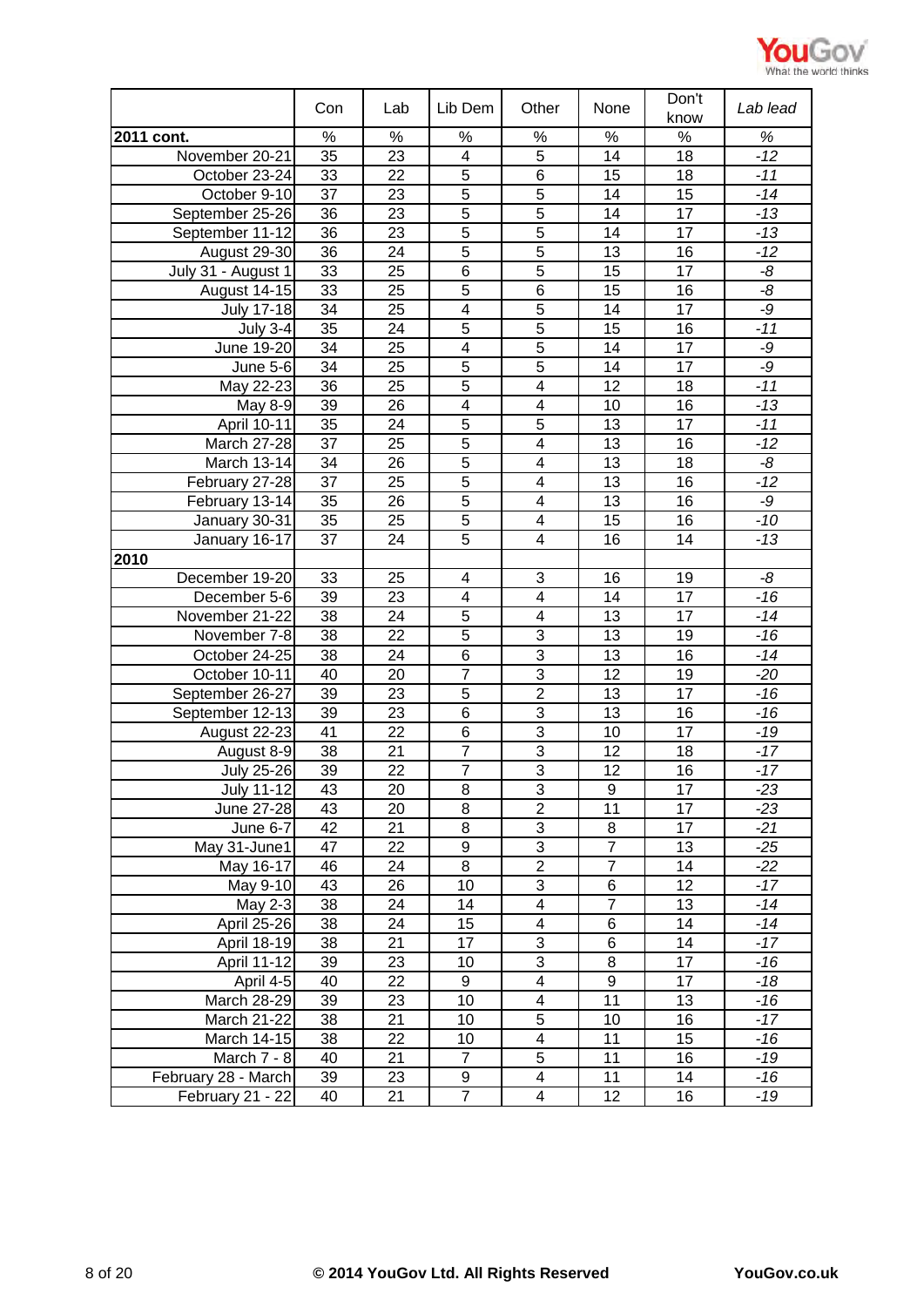| | Con | Lab | Lib Dem | Other | None | Don't know | *Lab lead* |
|---|---|---|---|---|---|---|---|
| **2011 cont.** | % | % | % | % | % | % | *%* |
| November 20-21 | 35 | 23 | 4 | 5 | 14 | 18 | *-12* |
| October 23-24 | 33 | 22 | 5 | 6 | 15 | 18 | *-11* |
| October 9-10 | 37 | 23 | 5 | 5 | 14 | 15 | *-14* |
| September 25-26 | 36 | 23 | 5 | 5 | 14 | 17 | *-13* |
| September 11-12 | 36 | 23 | 5 | 5 | 14 | 17 | *-13* |
| August 29-30 | 36 | 24 | 5 | 5 | 13 | 16 | *-12* |
| July 31 - August 1 | 33 | 25 | 6 | 5 | 15 | 17 | *-8* |
| August 14-15 | 33 | 25 | 5 | 6 | 15 | 16 | *-8* |
| July 17-18 | 34 | 25 | 4 | 5 | 14 | 17 | *-9* |
| July 3-4 | 35 | 24 | 5 | 5 | 15 | 16 | *-11* |
| June 19-20 | 34 | 25 | 4 | 5 | 14 | 17 | *-9* |
| June 5-6 | 34 | 25 | 5 | 5 | 14 | 17 | *-9* |
| May 22-23 | 36 | 25 | 5 | 4 | 12 | 18 | *-11* |
| May 8-9 | 39 | 26 | 4 | 4 | 10 | 16 | *-13* |
| April 10-11 | 35 | 24 | 5 | 5 | 13 | 17 | *-11* |
| March 27-28 | 37 | 25 | 5 | 4 | 13 | 16 | *-12* |
| March 13-14 | 34 | 26 | 5 | 4 | 13 | 18 | *-8* |
| February 27-28 | 37 | 25 | 5 | 4 | 13 | 16 | *-12* |
| February 13-14 | 35 | 26 | 5 | 4 | 13 | 16 | *-9* |
| January 30-31 | 35 | 25 | 5 | 4 | 15 | 16 | *-10* |
| January 16-17 | 37 | 24 | 5 | 4 | 16 | 14 | *-13* |
| **2010** | | | | | | | |
| December 19-20 | 33 | 25 | 4 | 3 | 16 | 19 | *-8* |
| December 5-6 | 39 | 23 | 4 | 4 | 14 | 17 | *-16* |
| November 21-22 | 38 | 24 | 5 | 4 | 13 | 17 | *-14* |
| November 7-8 | 38 | 22 | 5 | 3 | 13 | 19 | *-16* |
| October 24-25 | 38 | 24 | 6 | 3 | 13 | 16 | *-14* |
| October 10-11 | 40 | 20 | 7 | 3 | 12 | 19 | *-20* |
| September 26-27 | 39 | 23 | 5 | 2 | 13 | 17 | *-16* |
| September 12-13 | 39 | 23 | 6 | 3 | 13 | 16 | *-16* |
| August 22-23 | 41 | 22 | 6 | 3 | 10 | 17 | *-19* |
| August 8-9 | 38 | 21 | 7 | 3 | 12 | 18 | *-17* |
| July 25-26 | 39 | 22 | 7 | 3 | 12 | 16 | *-17* |
| July 11-12 | 43 | 20 | 8 | 3 | 9 | 17 | *-23* |
| June 27-28 | 43 | 20 | 8 | 2 | 11 | 17 | *-23* |
| June 6-7 | 42 | 21 | 8 | 3 | 8 | 17 | *-21* |
| May 31-June1 | 47 | 22 | 9 | 3 | 7 | 13 | *-25* |
| May 16-17 | 46 | 24 | 8 | 2 | 7 | 14 | *-22* |
| May 9-10 | 43 | 26 | 10 | 3 | 6 | 12 | *-17* |
| May 2-3 | 38 | 24 | 14 | 4 | 7 | 13 | *-14* |
| April 25-26 | 38 | 24 | 15 | 4 | 6 | 14 | *-14* |
| April 18-19 | 38 | 21 | 17 | 3 | 6 | 14 | *-17* |
| April 11-12 | 39 | 23 | 10 | 3 | 8 | 17 | *-16* |
| April 4-5 | 40 | 22 | 9 | 4 | 9 | 17 | *-18* |
| March 28-29 | 39 | 23 | 10 | 4 | 11 | 13 | *-16* |
| March 21-22 | 38 | 21 | 10 | 5 | 10 | 16 | *-17* |
| March 14-15 | 38 | 22 | 10 | 4 | 11 | 15 | *-16* |
| March 7 - 8 | 40 | 21 | 7 | 5 | 11 | 16 | *-19* |
| February 28 - March | 39 | 23 | 9 | 4 | 11 | 14 | *-16* |
| February 21 - 22 | 40 | 21 | 7 | 4 | 12 | 16 | *-19* |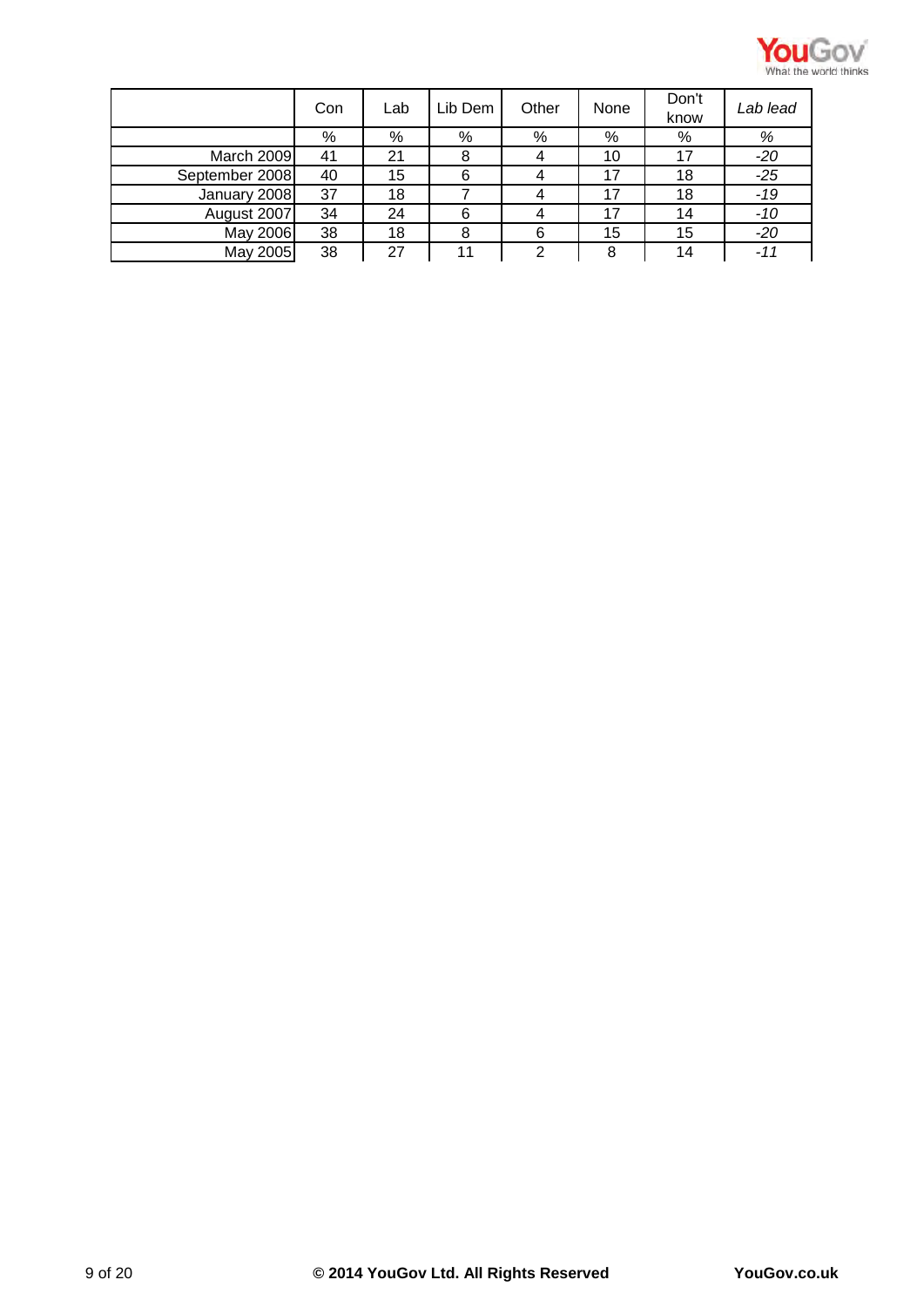| | Con | Lab | Lib Dem | Other | None | Don't know | *Lab lead* |
|---|---|---|---|---|---|---|---|
| | % | % | % | % | % | % | *%* |
| March 2009 | 41 | 21 | 8 | 4 | 10 | 17 | *-20* |
| September 2008 | 40 | 15 | 6 | 4 | 17 | 18 | *-25* |
| January 2008 | 37 | 18 | 7 | 4 | 17 | 18 | *-19* |
| August 2007 | 34 | 24 | 6 | 4 | 17 | 14 | *-10* |
| May 2006 | 38 | 18 | 8 | 6 | 15 | 15 | *-20* |
| May 2005 | 38 | 27 | 11 | 2 | 8 | 14 | *-11* |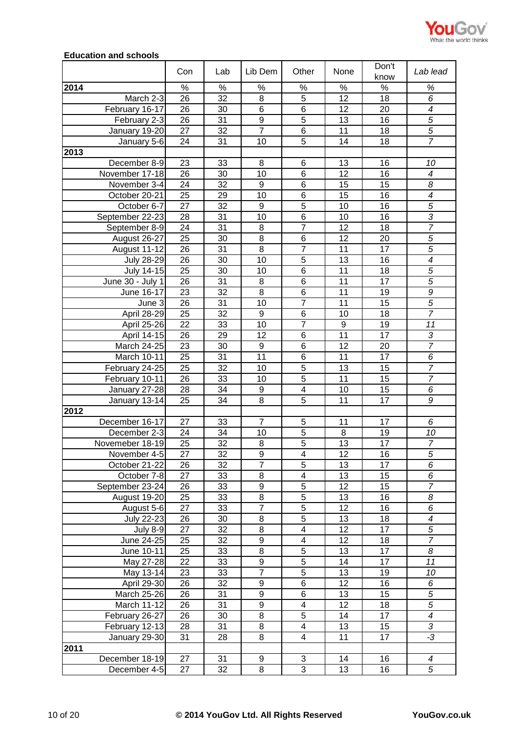**Education and schools**

| | Con | Lab | Lib Dem | Other | None | Don't know | *Lab lead* |
|---|---|---|---|---|---|---|---|
| **2014** | % | % | % | % | % | % | *%* |
| March 2-3 | 26 | 32 | 8 | 5 | 12 | 18 | *6* |
| February 16-17 | 26 | 30 | 6 | 6 | 12 | 20 | *4* |
| February 2-3 | 26 | 31 | 9 | 5 | 13 | 16 | *5* |
| January 19-20 | 27 | 32 | 7 | 6 | 11 | 18 | *5* |
| January 5-6 | 24 | 31 | 10 | 5 | 14 | 18 | *7* |
| **2013** | | | | | | | |
| December 8-9 | 23 | 33 | 8 | 6 | 13 | 16 | *10* |
| November 17-18 | 26 | 30 | 10 | 6 | 12 | 16 | *4* |
| November 3-4 | 24 | 32 | 9 | 6 | 15 | 15 | *8* |
| October 20-21 | 25 | 29 | 10 | 6 | 15 | 16 | *4* |
| October 6-7 | 27 | 32 | 9 | 5 | 10 | 16 | *5* |
| September 22-23 | 28 | 31 | 10 | 6 | 10 | 16 | *3* |
| September 8-9 | 24 | 31 | 8 | 7 | 12 | 18 | *7* |
| August 26-27 | 25 | 30 | 8 | 6 | 12 | 20 | *5* |
| August 11-12 | 26 | 31 | 8 | 7 | 11 | 17 | *5* |
| July 28-29 | 26 | 30 | 10 | 5 | 13 | 16 | *4* |
| July 14-15 | 25 | 30 | 10 | 6 | 11 | 18 | *5* |
| June 30 - July 1 | 26 | 31 | 8 | 6 | 11 | 17 | *5* |
| June 16-17 | 23 | 32 | 8 | 6 | 11 | 19 | *9* |
| June 3 | 26 | 31 | 10 | 7 | 11 | 15 | *5* |
| April 28-29 | 25 | 32 | 9 | 6 | 10 | 18 | *7* |
| April 25-26 | 22 | 33 | 10 | 7 | 9 | 19 | *11* |
| April 14-15 | 26 | 29 | 12 | 6 | 11 | 17 | *3* |
| March 24-25 | 23 | 30 | 9 | 6 | 12 | 20 | *7* |
| March 10-11 | 25 | 31 | 11 | 6 | 11 | 17 | *6* |
| February 24-25 | 25 | 32 | 10 | 5 | 13 | 15 | *7* |
| February 10-11 | 26 | 33 | 10 | 5 | 11 | 15 | *7* |
| January 27-28 | 28 | 34 | 9 | 4 | 10 | 15 | *6* |
| January 13-14 | 25 | 34 | 8 | 5 | 11 | 17 | *9* |
| **2012** | | | | | | | |
| December 16-17 | 27 | 33 | 7 | 5 | 11 | 17 | *6* |
| December 2-3 | 24 | 34 | 10 | 5 | 8 | 19 | *10* |
| Novemeber 18-19 | 25 | 32 | 8 | 5 | 13 | 17 | *7* |
| November 4-5 | 27 | 32 | 9 | 4 | 12 | 16 | *5* |
| October 21-22 | 26 | 32 | 7 | 5 | 13 | 17 | *6* |
| October 7-8 | 27 | 33 | 8 | 4 | 13 | 15 | *6* |
| September 23-24 | 26 | 33 | 9 | 5 | 12 | 15 | *7* |
| August 19-20 | 25 | 33 | 8 | 5 | 13 | 16 | *8* |
| August 5-6 | 27 | 33 | 7 | 5 | 12 | 16 | *6* |
| July 22-23 | 26 | 30 | 8 | 5 | 13 | 18 | *4* |
| July 8-9 | 27 | 32 | 8 | 4 | 12 | 17 | *5* |
| June 24-25 | 25 | 32 | 9 | 4 | 12 | 18 | *7* |
| June 10-11 | 25 | 33 | 8 | 5 | 13 | 17 | *8* |
| May 27-28 | 22 | 33 | 9 | 5 | 14 | 17 | *11* |
| May 13-14 | 23 | 33 | 7 | 5 | 13 | 19 | *10* |
| April 29-30 | 26 | 32 | 9 | 6 | 12 | 16 | *6* |
| March 25-26 | 26 | 31 | 9 | 6 | 13 | 15 | *5* |
| March 11-12 | 26 | 31 | 9 | 4 | 12 | 18 | *5* |
| February 26-27 | 26 | 30 | 8 | 5 | 14 | 17 | *4* |
| February 12-13 | 28 | 31 | 8 | 4 | 13 | 15 | *3* |
| January 29-30 | 31 | 28 | 8 | 4 | 11 | 17 | *-3* |
| **2011** | | | | | | | |
| December 18-19 | 27 | 31 | 9 | 3 | 14 | 16 | *4* |
| December 4-5 | 27 | 32 | 8 | 3 | 13 | 16 | *5* |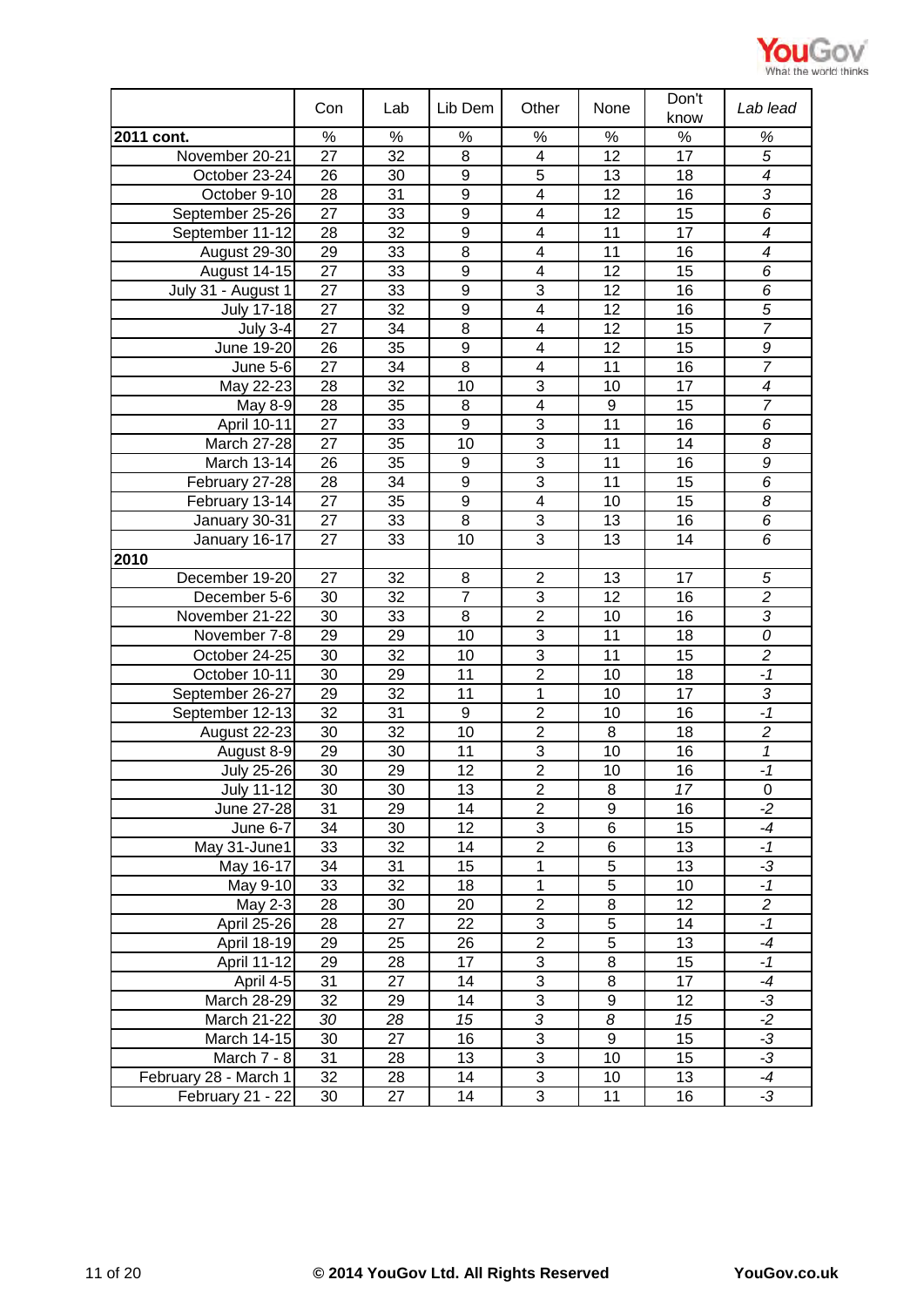| | Con | Lab | Lib Dem | Other | None | Don't know | *Lab lead* |
|---|---|---|---|---|---|---|---|
| **2011 cont.** | % | % | % | % | % | % | *%* |
| November 20-21 | 27 | 32 | 8 | 4 | 12 | 17 | *5* |
| October 23-24 | 26 | 30 | 9 | 5 | 13 | 18 | *4* |
| October 9-10 | 28 | 31 | 9 | 4 | 12 | 16 | *3* |
| September 25-26 | 27 | 33 | 9 | 4 | 12 | 15 | *6* |
| September 11-12 | 28 | 32 | 9 | 4 | 11 | 17 | *4* |
| August 29-30 | 29 | 33 | 8 | 4 | 11 | 16 | *4* |
| August 14-15 | 27 | 33 | 9 | 4 | 12 | 15 | *6* |
| July 31 - August 1 | 27 | 33 | 9 | 3 | 12 | 16 | *6* |
| July 17-18 | 27 | 32 | 9 | 4 | 12 | 16 | *5* |
| July 3-4 | 27 | 34 | 8 | 4 | 12 | 15 | *7* |
| June 19-20 | 26 | 35 | 9 | 4 | 12 | 15 | *9* |
| June 5-6 | 27 | 34 | 8 | 4 | 11 | 16 | *7* |
| May 22-23 | 28 | 32 | 10 | 3 | 10 | 17 | *4* |
| May 8-9 | 28 | 35 | 8 | 4 | 9 | 15 | *7* |
| April 10-11 | 27 | 33 | 9 | 3 | 11 | 16 | *6* |
| March 27-28 | 27 | 35 | 10 | 3 | 11 | 14 | *8* |
| March 13-14 | 26 | 35 | 9 | 3 | 11 | 16 | *9* |
| February 27-28 | 28 | 34 | 9 | 3 | 11 | 15 | *6* |
| February 13-14 | 27 | 35 | 9 | 4 | 10 | 15 | *8* |
| January 30-31 | 27 | 33 | 8 | 3 | 13 | 16 | *6* |
| January 16-17 | 27 | 33 | 10 | 3 | 13 | 14 | *6* |
| **2010** | | | | | | | |
| December 19-20 | 27 | 32 | 8 | 2 | 13 | 17 | *5* |
| December 5-6 | 30 | 32 | 7 | 3 | 12 | 16 | *2* |
| November 21-22 | 30 | 33 | 8 | 2 | 10 | 16 | *3* |
| November 7-8 | 29 | 29 | 10 | 3 | 11 | 18 | *0* |
| October 24-25 | 30 | 32 | 10 | 3 | 11 | 15 | *2* |
| October 10-11 | 30 | 29 | 11 | 2 | 10 | 18 | *-1* |
| September 26-27 | 29 | 32 | 11 | 1 | 10 | 17 | *3* |
| September 12-13 | 32 | 31 | 9 | 2 | 10 | 16 | *-1* |
| August 22-23 | 30 | 32 | 10 | 2 | 8 | 18 | *2* |
| August 8-9 | 29 | 30 | 11 | 3 | 10 | 16 | *1* |
| July 25-26 | 30 | 29 | 12 | 2 | 10 | 16 | *-1* |
| July 11-12 | 30 | 30 | 13 | 2 | 8 | *17* | 0 |
| June 27-28 | 31 | 29 | 14 | 2 | 9 | 16 | *-2* |
| June 6-7 | 34 | 30 | 12 | 3 | 6 | 15 | *-4* |
| May 31-June1 | 33 | 32 | 14 | 2 | 6 | 13 | *-1* |
| May 16-17 | 34 | 31 | 15 | 1 | 5 | 13 | *-3* |
| May 9-10 | 33 | 32 | 18 | 1 | 5 | 10 | *-1* |
| May 2-3 | 28 | 30 | 20 | 2 | 8 | 12 | *2* |
| April 25-26 | 28 | 27 | 22 | 3 | 5 | 14 | *-1* |
| April 18-19 | 29 | 25 | 26 | 2 | 5 | 13 | *-4* |
| April 11-12 | 29 | 28 | 17 | 3 | 8 | 15 | *-1* |
| April 4-5 | 31 | 27 | 14 | 3 | 8 | 17 | *-4* |
| March 28-29 | 32 | 29 | 14 | 3 | 9 | 12 | *-3* |
| March 21-22 | *30* | *28* | *15* | *3* | *8* | *15* | *-2* |
| March 14-15 | 30 | 27 | 16 | 3 | 9 | 15 | *-3* |
| March 7 - 8 | 31 | 28 | 13 | 3 | 10 | 15 | *-3* |
| February 28 - March 1 | 32 | 28 | 14 | 3 | 10 | 13 | *-4* |
| February 21 - 22 | 30 | 27 | 14 | 3 | 11 | 16 | *-3* |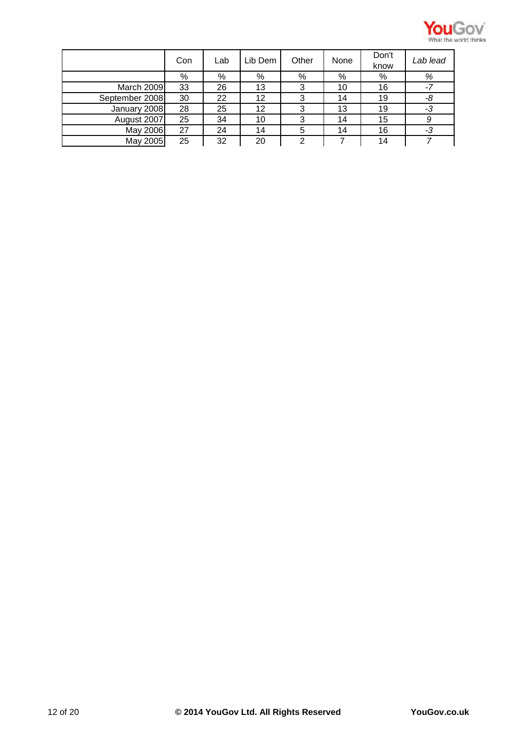| | Con | Lab | Lib Dem | Other | None | Don't know | *Lab lead* |
|---|---|---|---|---|---|---|---|
| | % | % | % | % | % | % | *%* |
| March 2009 | 33 | 26 | 13 | 3 | 10 | 16 | *-7* |
| September 2008 | 30 | 22 | 12 | 3 | 14 | 19 | *-8* |
| January 2008 | 28 | 25 | 12 | 3 | 13 | 19 | *-3* |
| August 2007 | 25 | 34 | 10 | 3 | 14 | 15 | *9* |
| May 2006 | 27 | 24 | 14 | 5 | 14 | 16 | *-3* |
| May 2005 | 25 | 32 | 20 | 2 | 7 | 14 | *7* |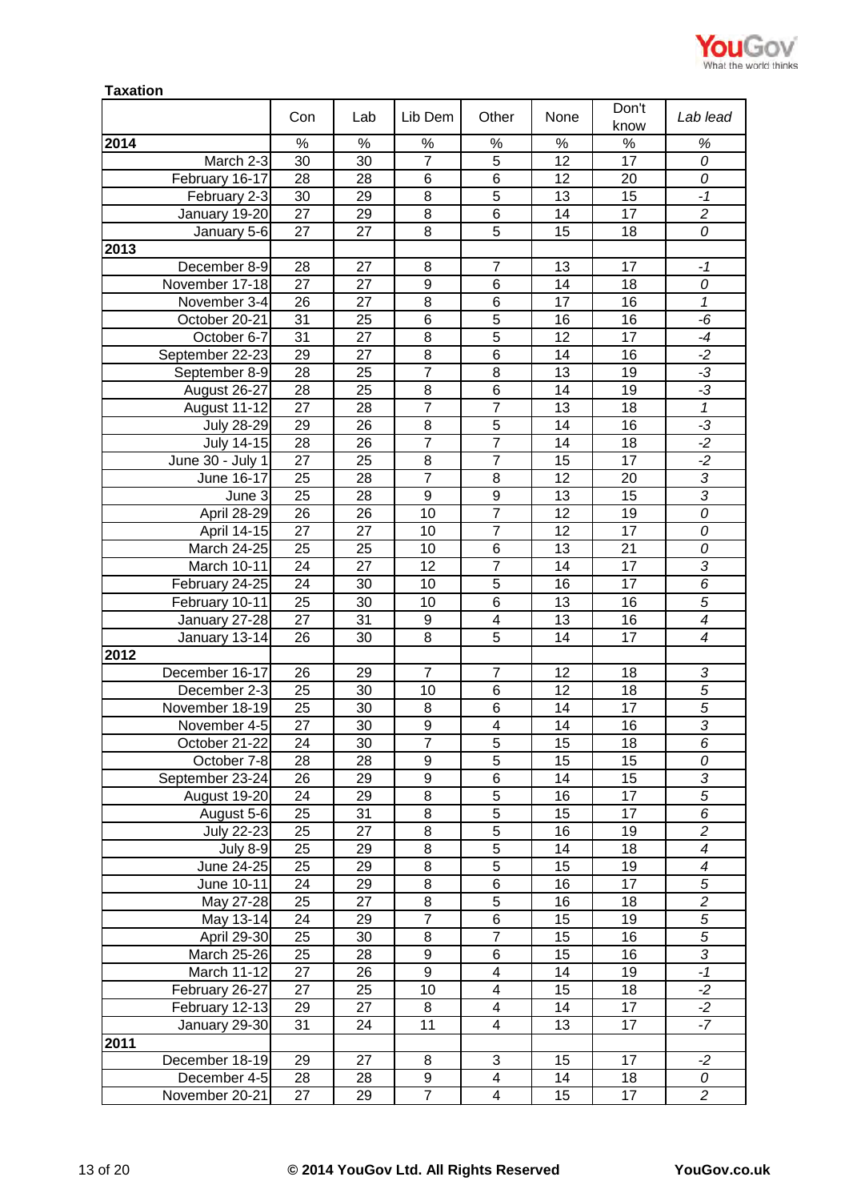**Taxation**

| | Con | Lab | Lib Dem | Other | None | Don't know | *Lab lead* |
|---|---|---|---|---|---|---|---|
| **2014** | % | % | % | % | % | % | *%* |
| March 2-3 | 30 | 30 | 7 | 5 | 12 | 17 | *0* |
| February 16-17 | 28 | 28 | 6 | 6 | 12 | 20 | *0* |
| February 2-3 | 30 | 29 | 8 | 5 | 13 | 15 | *-1* |
| January 19-20 | 27 | 29 | 8 | 6 | 14 | 17 | *2* |
| January 5-6 | 27 | 27 | 8 | 5 | 15 | 18 | *0* |
| **2013** | | | | | | | |
| December 8-9 | 28 | 27 | 8 | 7 | 13 | 17 | *-1* |
| November 17-18 | 27 | 27 | 9 | 6 | 14 | 18 | *0* |
| November 3-4 | 26 | 27 | 8 | 6 | 17 | 16 | *1* |
| October 20-21 | 31 | 25 | 6 | 5 | 16 | 16 | *-6* |
| October 6-7 | 31 | 27 | 8 | 5 | 12 | 17 | *-4* |
| September 22-23 | 29 | 27 | 8 | 6 | 14 | 16 | *-2* |
| September 8-9 | 28 | 25 | 7 | 8 | 13 | 19 | *-3* |
| August 26-27 | 28 | 25 | 8 | 6 | 14 | 19 | *-3* |
| August 11-12 | 27 | 28 | 7 | 7 | 13 | 18 | *1* |
| July 28-29 | 29 | 26 | 8 | 5 | 14 | 16 | *-3* |
| July 14-15 | 28 | 26 | 7 | 7 | 14 | 18 | *-2* |
| June 30 - July 1 | 27 | 25 | 8 | 7 | 15 | 17 | *-2* |
| June 16-17 | 25 | 28 | 7 | 8 | 12 | 20 | *3* |
| June 3 | 25 | 28 | 9 | 9 | 13 | 15 | *3* |
| April 28-29 | 26 | 26 | 10 | 7 | 12 | 19 | *0* |
| April 14-15 | 27 | 27 | 10 | 7 | 12 | 17 | *0* |
| March 24-25 | 25 | 25 | 10 | 6 | 13 | 21 | *0* |
| March 10-11 | 24 | 27 | 12 | 7 | 14 | 17 | *3* |
| February 24-25 | 24 | 30 | 10 | 5 | 16 | 17 | *6* |
| February 10-11 | 25 | 30 | 10 | 6 | 13 | 16 | *5* |
| January 27-28 | 27 | 31 | 9 | 4 | 13 | 16 | *4* |
| January 13-14 | 26 | 30 | 8 | 5 | 14 | 17 | *4* |
| **2012** | | | | | | | |
| December 16-17 | 26 | 29 | 7 | 7 | 12 | 18 | *3* |
| December 2-3 | 25 | 30 | 10 | 6 | 12 | 18 | *5* |
| November 18-19 | 25 | 30 | 8 | 6 | 14 | 17 | *5* |
| November 4-5 | 27 | 30 | 9 | 4 | 14 | 16 | *3* |
| October 21-22 | 24 | 30 | 7 | 5 | 15 | 18 | *6* |
| October 7-8 | 28 | 28 | 9 | 5 | 15 | 15 | *0* |
| September 23-24 | 26 | 29 | 9 | 6 | 14 | 15 | *3* |
| August 19-20 | 24 | 29 | 8 | 5 | 16 | 17 | *5* |
| August 5-6 | 25 | 31 | 8 | 5 | 15 | 17 | *6* |
| July 22-23 | 25 | 27 | 8 | 5 | 16 | 19 | *2* |
| July 8-9 | 25 | 29 | 8 | 5 | 14 | 18 | *4* |
| June 24-25 | 25 | 29 | 8 | 5 | 15 | 19 | *4* |
| June 10-11 | 24 | 29 | 8 | 6 | 16 | 17 | *5* |
| May 27-28 | 25 | 27 | 8 | 5 | 16 | 18 | *2* |
| May 13-14 | 24 | 29 | 7 | 6 | 15 | 19 | *5* |
| April 29-30 | 25 | 30 | 8 | 7 | 15 | 16 | *5* |
| March 25-26 | 25 | 28 | 9 | 6 | 15 | 16 | *3* |
| March 11-12 | 27 | 26 | 9 | 4 | 14 | 19 | *-1* |
| February 26-27 | 27 | 25 | 10 | 4 | 15 | 18 | *-2* |
| February 12-13 | 29 | 27 | 8 | 4 | 14 | 17 | *-2* |
| January 29-30 | 31 | 24 | 11 | 4 | 13 | 17 | *-7* |
| **2011** | | | | | | | |
| December 18-19 | 29 | 27 | 8 | 3 | 15 | 17 | *-2* |
| December 4-5 | 28 | 28 | 9 | 4 | 14 | 18 | *0* |
| November 20-21 | 27 | 29 | 7 | 4 | 15 | 17 | *2* |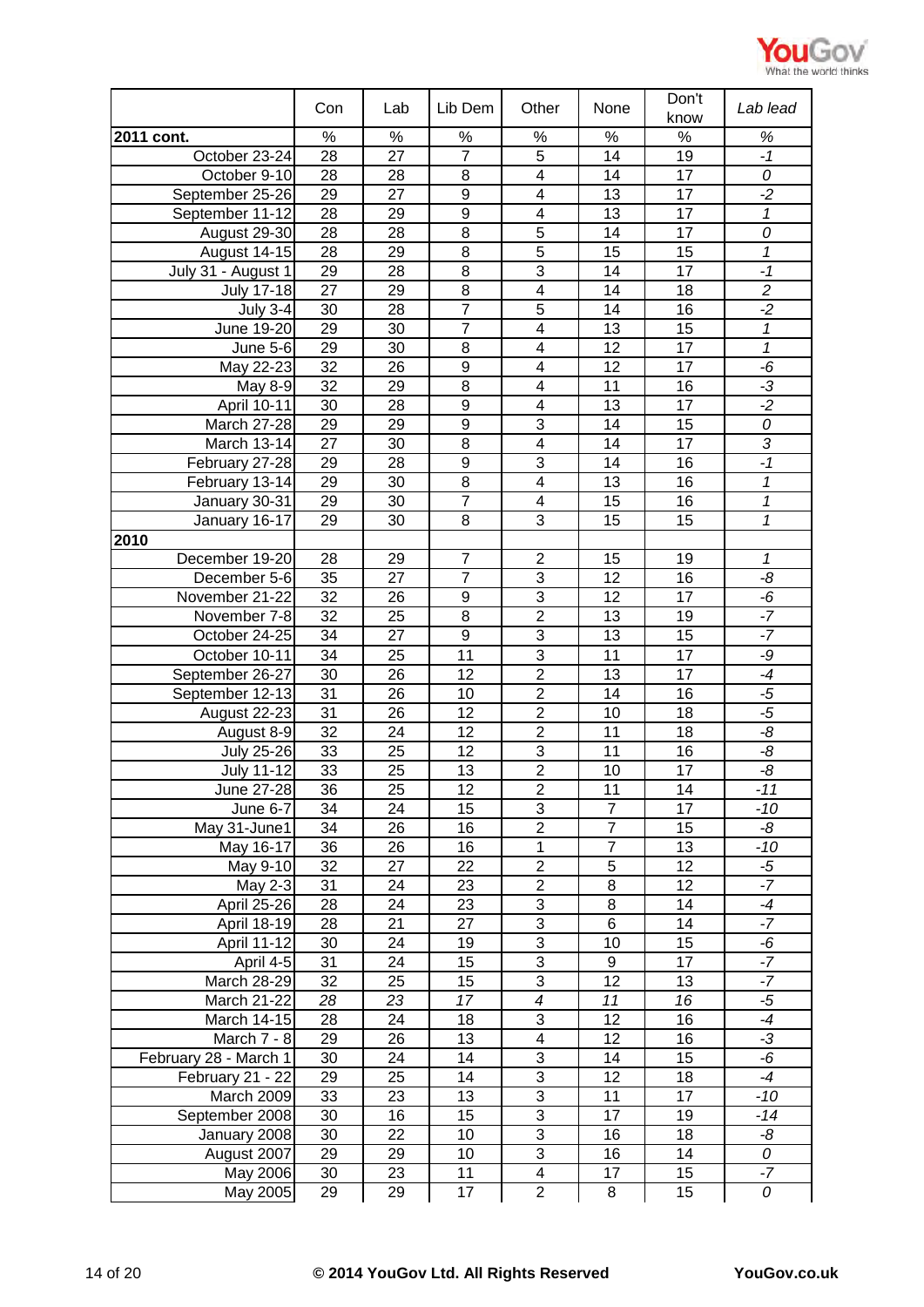| | Con | Lab | Lib Dem | Other | None | Don't know | *Lab lead* |
|---|---|---|---|---|---|---|---|
| **2011 cont.** | % | % | % | % | % | % | *%* |
| October 23-24 | 28 | 27 | 7 | 5 | 14 | 19 | *-1* |
| October 9-10 | 28 | 28 | 8 | 4 | 14 | 17 | *0* |
| September 25-26 | 29 | 27 | 9 | 4 | 13 | 17 | *-2* |
| September 11-12 | 28 | 29 | 9 | 4 | 13 | 17 | *1* |
| August 29-30 | 28 | 28 | 8 | 5 | 14 | 17 | *0* |
| August 14-15 | 28 | 29 | 8 | 5 | 15 | 15 | *1* |
| July 31 - August 1 | 29 | 28 | 8 | 3 | 14 | 17 | *-1* |
| July 17-18 | 27 | 29 | 8 | 4 | 14 | 18 | *2* |
| July 3-4 | 30 | 28 | 7 | 5 | 14 | 16 | *-2* |
| June 19-20 | 29 | 30 | 7 | 4 | 13 | 15 | *1* |
| June 5-6 | 29 | 30 | 8 | 4 | 12 | 17 | *1* |
| May 22-23 | 32 | 26 | 9 | 4 | 12 | 17 | *-6* |
| May 8-9 | 32 | 29 | 8 | 4 | 11 | 16 | *-3* |
| April 10-11 | 30 | 28 | 9 | 4 | 13 | 17 | *-2* |
| March 27-28 | 29 | 29 | 9 | 3 | 14 | 15 | *0* |
| March 13-14 | 27 | 30 | 8 | 4 | 14 | 17 | *3* |
| February 27-28 | 29 | 28 | 9 | 3 | 14 | 16 | *-1* |
| February 13-14 | 29 | 30 | 8 | 4 | 13 | 16 | *1* |
| January 30-31 | 29 | 30 | 7 | 4 | 15 | 16 | *1* |
| January 16-17 | 29 | 30 | 8 | 3 | 15 | 15 | *1* |
| **2010** | | | | | | | |
| December 19-20 | 28 | 29 | 7 | 2 | 15 | 19 | *1* |
| December 5-6 | 35 | 27 | 7 | 3 | 12 | 16 | *-8* |
| November 21-22 | 32 | 26 | 9 | 3 | 12 | 17 | *-6* |
| November 7-8 | 32 | 25 | 8 | 2 | 13 | 19 | *-7* |
| October 24-25 | 34 | 27 | 9 | 3 | 13 | 15 | *-7* |
| October 10-11 | 34 | 25 | 11 | 3 | 11 | 17 | *-9* |
| September 26-27 | 30 | 26 | 12 | 2 | 13 | 17 | *-4* |
| September 12-13 | 31 | 26 | 10 | 2 | 14 | 16 | *-5* |
| August 22-23 | 31 | 26 | 12 | 2 | 10 | 18 | *-5* |
| August 8-9 | 32 | 24 | 12 | 2 | 11 | 18 | *-8* |
| July 25-26 | 33 | 25 | 12 | 3 | 11 | 16 | *-8* |
| July 11-12 | 33 | 25 | 13 | 2 | 10 | 17 | *-8* |
| June 27-28 | 36 | 25 | 12 | 2 | 11 | 14 | *-11* |
| June 6-7 | 34 | 24 | 15 | 3 | 7 | 17 | *-10* |
| May 31-June1 | 34 | 26 | 16 | 2 | 7 | 15 | *-8* |
| May 16-17 | 36 | 26 | 16 | 1 | 7 | 13 | *-10* |
| May 9-10 | 32 | 27 | 22 | 2 | 5 | 12 | *-5* |
| May 2-3 | 31 | 24 | 23 | 2 | 8 | 12 | *-7* |
| April 25-26 | 28 | 24 | 23 | 3 | 8 | 14 | *-4* |
| April 18-19 | 28 | 21 | 27 | 3 | 6 | 14 | *-7* |
| April 11-12 | 30 | 24 | 19 | 3 | 10 | 15 | *-6* |
| April 4-5 | 31 | 24 | 15 | 3 | 9 | 17 | *-7* |
| March 28-29 | 32 | 25 | 15 | 3 | 12 | 13 | *-7* |
| March 21-22 | *28* | *23* | *17* | *4* | *11* | *16* | *-5* |
| March 14-15 | 28 | 24 | 18 | 3 | 12 | 16 | *-4* |
| March 7 - 8 | 29 | 26 | 13 | 4 | 12 | 16 | *-3* |
| February 28 - March 1 | 30 | 24 | 14 | 3 | 14 | 15 | *-6* |
| February 21 - 22 | 29 | 25 | 14 | 3 | 12 | 18 | *-4* |
| March 2009 | 33 | 23 | 13 | 3 | 11 | 17 | *-10* |
| September 2008 | 30 | 16 | 15 | 3 | 17 | 19 | *-14* |
| January 2008 | 30 | 22 | 10 | 3 | 16 | 18 | *-8* |
| August 2007 | 29 | 29 | 10 | 3 | 16 | 14 | *0* |
| May 2006 | 30 | 23 | 11 | 4 | 17 | 15 | *-7* |
| May 2005 | 29 | 29 | 17 | 2 | 8 | 15 | *0* |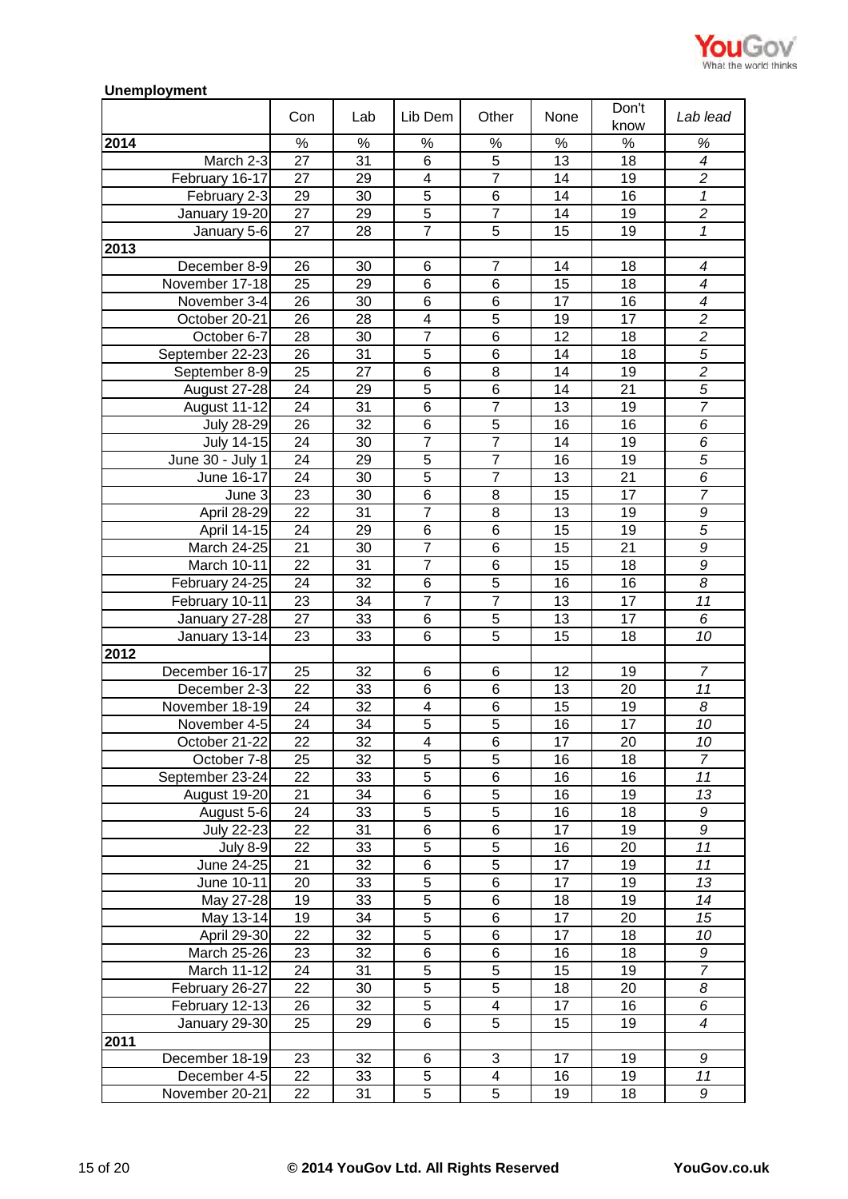**Unemployment**

| | Con | Lab | Lib Dem | Other | None | Don't know | *Lab lead* |
|---|---|---|---|---|---|---|---|
| **2014** | % | % | % | % | % | % | *%* |
| March 2-3 | 27 | 31 | 6 | 5 | 13 | 18 | *4* |
| February 16-17 | 27 | 29 | 4 | 7 | 14 | 19 | *2* |
| February 2-3 | 29 | 30 | 5 | 6 | 14 | 16 | *1* |
| January 19-20 | 27 | 29 | 5 | 7 | 14 | 19 | *2* |
| January 5-6 | 27 | 28 | 7 | 5 | 15 | 19 | *1* |
| **2013** | | | | | | | |
| December 8-9 | 26 | 30 | 6 | 7 | 14 | 18 | *4* |
| November 17-18 | 25 | 29 | 6 | 6 | 15 | 18 | *4* |
| November 3-4 | 26 | 30 | 6 | 6 | 17 | 16 | *4* |
| October 20-21 | 26 | 28 | 4 | 5 | 19 | 17 | *2* |
| October 6-7 | 28 | 30 | 7 | 6 | 12 | 18 | *2* |
| September 22-23 | 26 | 31 | 5 | 6 | 14 | 18 | *5* |
| September 8-9 | 25 | 27 | 6 | 8 | 14 | 19 | *2* |
| August 27-28 | 24 | 29 | 5 | 6 | 14 | 21 | *5* |
| August 11-12 | 24 | 31 | 6 | 7 | 13 | 19 | *7* |
| July 28-29 | 26 | 32 | 6 | 5 | 16 | 16 | *6* |
| July 14-15 | 24 | 30 | 7 | 7 | 14 | 19 | *6* |
| June 30 - July 1 | 24 | 29 | 5 | 7 | 16 | 19 | *5* |
| June 16-17 | 24 | 30 | 5 | 7 | 13 | 21 | *6* |
| June 3 | 23 | 30 | 6 | 8 | 15 | 17 | *7* |
| April 28-29 | 22 | 31 | 7 | 8 | 13 | 19 | *9* |
| April 14-15 | 24 | 29 | 6 | 6 | 15 | 19 | *5* |
| March 24-25 | 21 | 30 | 7 | 6 | 15 | 21 | *9* |
| March 10-11 | 22 | 31 | 7 | 6 | 15 | 18 | *9* |
| February 24-25 | 24 | 32 | 6 | 5 | 16 | 16 | *8* |
| February 10-11 | 23 | 34 | 7 | 7 | 13 | 17 | *11* |
| January 27-28 | 27 | 33 | 6 | 5 | 13 | 17 | *6* |
| January 13-14 | 23 | 33 | 6 | 5 | 15 | 18 | *10* |
| **2012** | | | | | | | |
| December 16-17 | 25 | 32 | 6 | 6 | 12 | 19 | *7* |
| December 2-3 | 22 | 33 | 6 | 6 | 13 | 20 | *11* |
| November 18-19 | 24 | 32 | 4 | 6 | 15 | 19 | *8* |
| November 4-5 | 24 | 34 | 5 | 5 | 16 | 17 | *10* |
| October 21-22 | 22 | 32 | 4 | 6 | 17 | 20 | *10* |
| October 7-8 | 25 | 32 | 5 | 5 | 16 | 18 | *7* |
| September 23-24 | 22 | 33 | 5 | 6 | 16 | 16 | *11* |
| August 19-20 | 21 | 34 | 6 | 5 | 16 | 19 | *13* |
| August 5-6 | 24 | 33 | 5 | 5 | 16 | 18 | *9* |
| July 22-23 | 22 | 31 | 6 | 6 | 17 | 19 | *9* |
| July 8-9 | 22 | 33 | 5 | 5 | 16 | 20 | *11* |
| June 24-25 | 21 | 32 | 6 | 5 | 17 | 19 | *11* |
| June 10-11 | 20 | 33 | 5 | 6 | 17 | 19 | *13* |
| May 27-28 | 19 | 33 | 5 | 6 | 18 | 19 | *14* |
| May 13-14 | 19 | 34 | 5 | 6 | 17 | 20 | *15* |
| April 29-30 | 22 | 32 | 5 | 6 | 17 | 18 | *10* |
| March 25-26 | 23 | 32 | 6 | 6 | 16 | 18 | *9* |
| March 11-12 | 24 | 31 | 5 | 5 | 15 | 19 | *7* |
| February 26-27 | 22 | 30 | 5 | 5 | 18 | 20 | *8* |
| February 12-13 | 26 | 32 | 5 | 4 | 17 | 16 | *6* |
| January 29-30 | 25 | 29 | 6 | 5 | 15 | 19 | *4* |
| **2011** | | | | | | | |
| December 18-19 | 23 | 32 | 6 | 3 | 17 | 19 | *9* |
| December 4-5 | 22 | 33 | 5 | 4 | 16 | 19 | *11* |
| November 20-21 | 22 | 31 | 5 | 5 | 19 | 18 | *9* |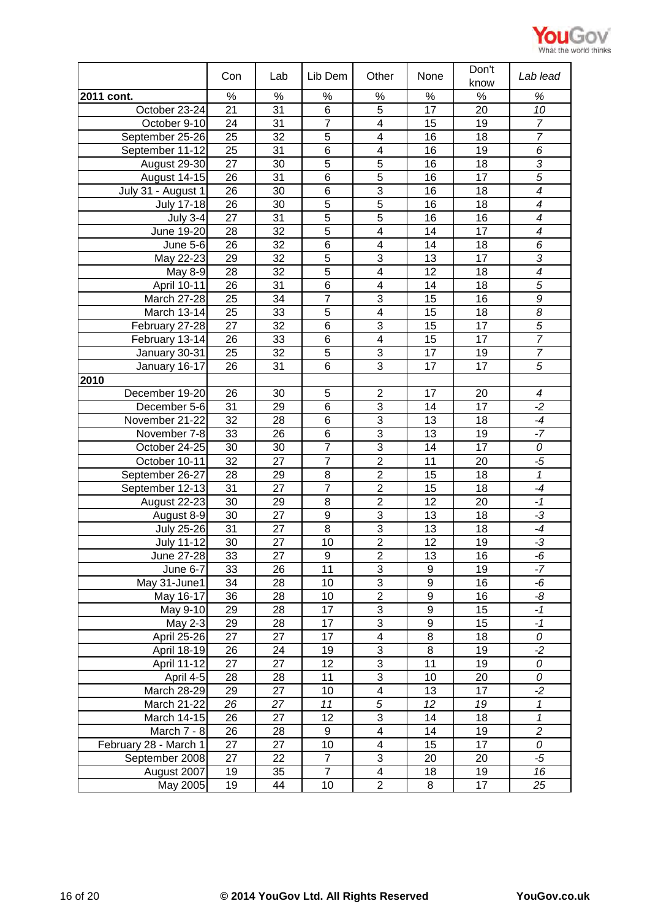| | Con | Lab | Lib Dem | Other | None | Don't know | *Lab lead* |
|---|---|---|---|---|---|---|---|
| **2011 cont.** | % | % | % | % | % | % | *%* |
| October 23-24 | 21 | 31 | 6 | 5 | 17 | 20 | *10* |
| October 9-10 | 24 | 31 | 7 | 4 | 15 | 19 | *7* |
| September 25-26 | 25 | 32 | 5 | 4 | 16 | 18 | *7* |
| September 11-12 | 25 | 31 | 6 | 4 | 16 | 19 | *6* |
| August 29-30 | 27 | 30 | 5 | 5 | 16 | 18 | *3* |
| August 14-15 | 26 | 31 | 6 | 5 | 16 | 17 | *5* |
| July 31 - August 1 | 26 | 30 | 6 | 3 | 16 | 18 | *4* |
| July 17-18 | 26 | 30 | 5 | 5 | 16 | 18 | *4* |
| July 3-4 | 27 | 31 | 5 | 5 | 16 | 16 | *4* |
| June 19-20 | 28 | 32 | 5 | 4 | 14 | 17 | *4* |
| June 5-6 | 26 | 32 | 6 | 4 | 14 | 18 | *6* |
| May 22-23 | 29 | 32 | 5 | 3 | 13 | 17 | *3* |
| May 8-9 | 28 | 32 | 5 | 4 | 12 | 18 | *4* |
| April 10-11 | 26 | 31 | 6 | 4 | 14 | 18 | *5* |
| March 27-28 | 25 | 34 | 7 | 3 | 15 | 16 | *9* |
| March 13-14 | 25 | 33 | 5 | 4 | 15 | 18 | *8* |
| February 27-28 | 27 | 32 | 6 | 3 | 15 | 17 | *5* |
| February 13-14 | 26 | 33 | 6 | 4 | 15 | 17 | *7* |
| January 30-31 | 25 | 32 | 5 | 3 | 17 | 19 | *7* |
| January 16-17 | 26 | 31 | 6 | 3 | 17 | 17 | *5* |
| **2010** | | | | | | | |
| December 19-20 | 26 | 30 | 5 | 2 | 17 | 20 | *4* |
| December 5-6 | 31 | 29 | 6 | 3 | 14 | 17 | *-2* |
| November 21-22 | 32 | 28 | 6 | 3 | 13 | 18 | *-4* |
| November 7-8 | 33 | 26 | 6 | 3 | 13 | 19 | *-7* |
| October 24-25 | 30 | 30 | 7 | 3 | 14 | 17 | *0* |
| October 10-11 | 32 | 27 | 7 | 2 | 11 | 20 | *-5* |
| September 26-27 | 28 | 29 | 8 | 2 | 15 | 18 | *1* |
| September 12-13 | 31 | 27 | 7 | 2 | 15 | 18 | *-4* |
| August 22-23 | 30 | 29 | 8 | 2 | 12 | 20 | *-1* |
| August 8-9 | 30 | 27 | 9 | 3 | 13 | 18 | *-3* |
| July 25-26 | 31 | 27 | 8 | 3 | 13 | 18 | *-4* |
| July 11-12 | 30 | 27 | 10 | 2 | 12 | 19 | *-3* |
| June 27-28 | 33 | 27 | 9 | 2 | 13 | 16 | *-6* |
| June 6-7 | 33 | 26 | 11 | 3 | 9 | 19 | *-7* |
| May 31-June1 | 34 | 28 | 10 | 3 | 9 | 16 | *-6* |
| May 16-17 | 36 | 28 | 10 | 2 | 9 | 16 | *-8* |
| May 9-10 | 29 | 28 | 17 | 3 | 9 | 15 | *-1* |
| May 2-3 | 29 | 28 | 17 | 3 | 9 | 15 | *-1* |
| April 25-26 | 27 | 27 | 17 | 4 | 8 | 18 | *0* |
| April 18-19 | 26 | 24 | 19 | 3 | 8 | 19 | *-2* |
| April 11-12 | 27 | 27 | 12 | 3 | 11 | 19 | *0* |
| April 4-5 | 28 | 28 | 11 | 3 | 10 | 20 | *0* |
| March 28-29 | 29 | 27 | 10 | 4 | 13 | 17 | *-2* |
| March 21-22 | *26* | *27* | *11* | *5* | *12* | *19* | *1* |
| March 14-15 | 26 | 27 | 12 | 3 | 14 | 18 | *1* |
| March 7 - 8 | 26 | 28 | 9 | 4 | 14 | 19 | *2* |
| February 28 - March 1 | 27 | 27 | 10 | 4 | 15 | 17 | *0* |
| September 2008 | 27 | 22 | 7 | 3 | 20 | 20 | *-5* |
| August 2007 | 19 | 35 | 7 | 4 | 18 | 19 | *16* |
| May 2005 | 19 | 44 | 10 | 2 | 8 | 17 | *25* |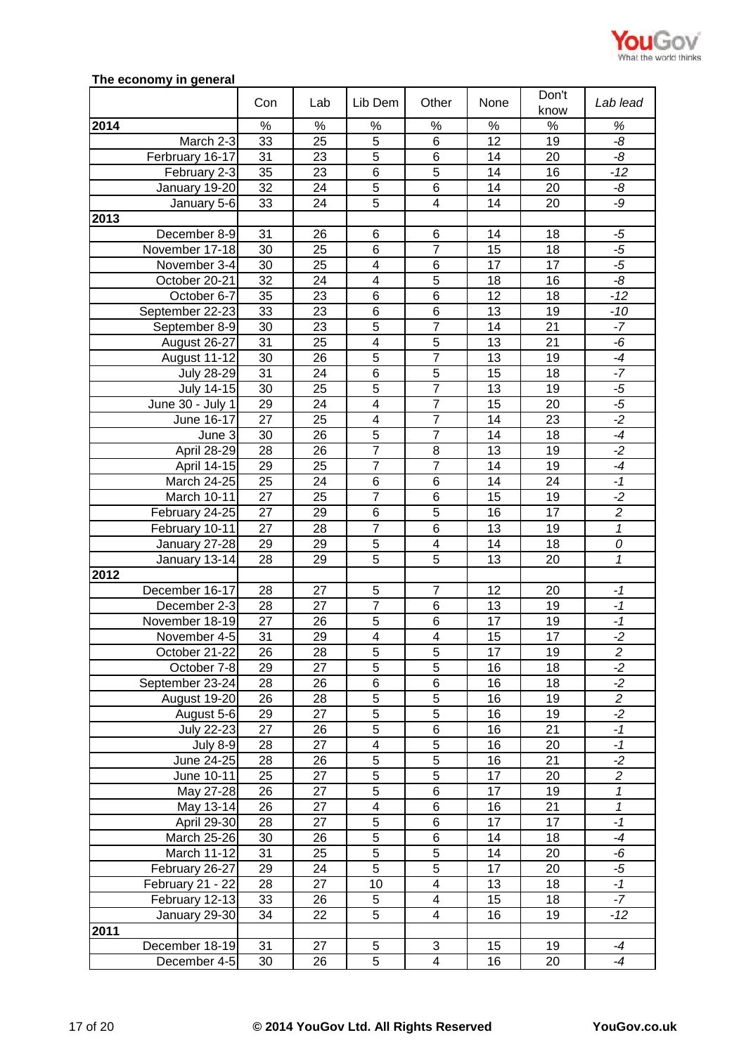**The economy in general**

| | Con | Lab | Lib Dem | Other | None | Don't know | *Lab lead* |
|---|---|---|---|---|---|---|---|
| **2014** | % | % | % | % | % | % | *%* |
| March 2-3 | 33 | 25 | 5 | 6 | 12 | 19 | *-8* |
| Ferbruary 16-17 | 31 | 23 | 5 | 6 | 14 | 20 | *-8* |
| February 2-3 | 35 | 23 | 6 | 5 | 14 | 16 | *-12* |
| January 19-20 | 32 | 24 | 5 | 6 | 14 | 20 | *-8* |
| January 5-6 | 33 | 24 | 5 | 4 | 14 | 20 | *-9* |
| **2013** | | | | | | | |
| December 8-9 | 31 | 26 | 6 | 6 | 14 | 18 | *-5* |
| November 17-18 | 30 | 25 | 6 | 7 | 15 | 18 | *-5* |
| November 3-4 | 30 | 25 | 4 | 6 | 17 | 17 | *-5* |
| October 20-21 | 32 | 24 | 4 | 5 | 18 | 16 | *-8* |
| October 6-7 | 35 | 23 | 6 | 6 | 12 | 18 | *-12* |
| September 22-23 | 33 | 23 | 6 | 6 | 13 | 19 | *-10* |
| September 8-9 | 30 | 23 | 5 | 7 | 14 | 21 | *-7* |
| August 26-27 | 31 | 25 | 4 | 5 | 13 | 21 | *-6* |
| August 11-12 | 30 | 26 | 5 | 7 | 13 | 19 | *-4* |
| July 28-29 | 31 | 24 | 6 | 5 | 15 | 18 | *-7* |
| July 14-15 | 30 | 25 | 5 | 7 | 13 | 19 | *-5* |
| June 30 - July 1 | 29 | 24 | 4 | 7 | 15 | 20 | *-5* |
| June 16-17 | 27 | 25 | 4 | 7 | 14 | 23 | *-2* |
| June 3 | 30 | 26 | 5 | 7 | 14 | 18 | *-4* |
| April 28-29 | 28 | 26 | 7 | 8 | 13 | 19 | *-2* |
| April 14-15 | 29 | 25 | 7 | 7 | 14 | 19 | *-4* |
| March 24-25 | 25 | 24 | 6 | 6 | 14 | 24 | *-1* |
| March 10-11 | 27 | 25 | 7 | 6 | 15 | 19 | *-2* |
| February 24-25 | 27 | 29 | 6 | 5 | 16 | 17 | *2* |
| February 10-11 | 27 | 28 | 7 | 6 | 13 | 19 | *1* |
| January 27-28 | 29 | 29 | 5 | 4 | 14 | 18 | *0* |
| January 13-14 | 28 | 29 | 5 | 5 | 13 | 20 | *1* |
| **2012** | | | | | | | |
| December 16-17 | 28 | 27 | 5 | 7 | 12 | 20 | *-1* |
| December 2-3 | 28 | 27 | 7 | 6 | 13 | 19 | *-1* |
| November 18-19 | 27 | 26 | 5 | 6 | 17 | 19 | *-1* |
| November 4-5 | 31 | 29 | 4 | 4 | 15 | 17 | *-2* |
| October 21-22 | 26 | 28 | 5 | 5 | 17 | 19 | *2* |
| October 7-8 | 29 | 27 | 5 | 5 | 16 | 18 | *-2* |
| September 23-24 | 28 | 26 | 6 | 6 | 16 | 18 | *-2* |
| August 19-20 | 26 | 28 | 5 | 5 | 16 | 19 | *2* |
| August 5-6 | 29 | 27 | 5 | 5 | 16 | 19 | *-2* |
| July 22-23 | 27 | 26 | 5 | 6 | 16 | 21 | *-1* |
| July 8-9 | 28 | 27 | 4 | 5 | 16 | 20 | *-1* |
| June 24-25 | 28 | 26 | 5 | 5 | 16 | 21 | *-2* |
| June 10-11 | 25 | 27 | 5 | 5 | 17 | 20 | *2* |
| May 27-28 | 26 | 27 | 5 | 6 | 17 | 19 | *1* |
| May 13-14 | 26 | 27 | 4 | 6 | 16 | 21 | *1* |
| April 29-30 | 28 | 27 | 5 | 6 | 17 | 17 | *-1* |
| March 25-26 | 30 | 26 | 5 | 6 | 14 | 18 | *-4* |
| March 11-12 | 31 | 25 | 5 | 5 | 14 | 20 | *-6* |
| February 26-27 | 29 | 24 | 5 | 5 | 17 | 20 | *-5* |
| February 21 - 22 | 28 | 27 | 10 | 4 | 13 | 18 | *-1* |
| February 12-13 | 33 | 26 | 5 | 4 | 15 | 18 | *-7* |
| January 29-30 | 34 | 22 | 5 | 4 | 16 | 19 | *-12* |
| **2011** | | | | | | | |
| December 18-19 | 31 | 27 | 5 | 3 | 15 | 19 | *-4* |
| December 4-5 | 30 | 26 | 5 | 4 | 16 | 20 | *-4* |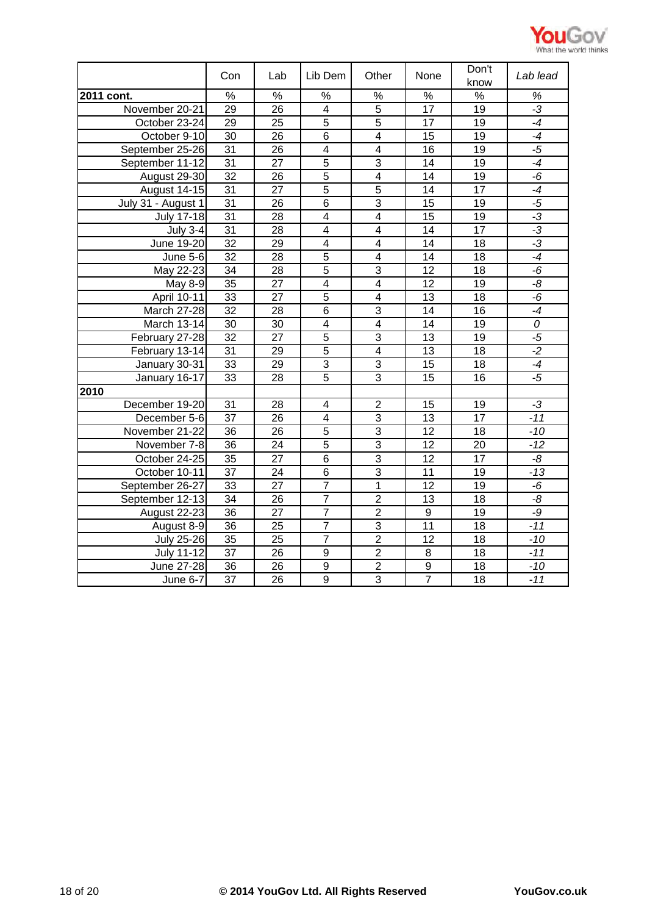| | Con | Lab | Lib Dem | Other | None | Don't know | *Lab lead* |
|---|---|---|---|---|---|---|---|
| **2011 cont.** | % | % | % | % | % | % | *%* |
| November 20-21 | 29 | 26 | 4 | 5 | 17 | 19 | *-3* |
| October 23-24 | 29 | 25 | 5 | 5 | 17 | 19 | *-4* |
| October 9-10 | 30 | 26 | 6 | 4 | 15 | 19 | *-4* |
| September 25-26 | 31 | 26 | 4 | 4 | 16 | 19 | *-5* |
| September 11-12 | 31 | 27 | 5 | 3 | 14 | 19 | *-4* |
| August 29-30 | 32 | 26 | 5 | 4 | 14 | 19 | *-6* |
| August 14-15 | 31 | 27 | 5 | 5 | 14 | 17 | *-4* |
| July 31 - August 1 | 31 | 26 | 6 | 3 | 15 | 19 | *-5* |
| July 17-18 | 31 | 28 | 4 | 4 | 15 | 19 | *-3* |
| July 3-4 | 31 | 28 | 4 | 4 | 14 | 17 | *-3* |
| June 19-20 | 32 | 29 | 4 | 4 | 14 | 18 | *-3* |
| June 5-6 | 32 | 28 | 5 | 4 | 14 | 18 | *-4* |
| May 22-23 | 34 | 28 | 5 | 3 | 12 | 18 | *-6* |
| May 8-9 | 35 | 27 | 4 | 4 | 12 | 19 | *-8* |
| April 10-11 | 33 | 27 | 5 | 4 | 13 | 18 | *-6* |
| March 27-28 | 32 | 28 | 6 | 3 | 14 | 16 | *-4* |
| March 13-14 | 30 | 30 | 4 | 4 | 14 | 19 | *0* |
| February 27-28 | 32 | 27 | 5 | 3 | 13 | 19 | *-5* |
| February 13-14 | 31 | 29 | 5 | 4 | 13 | 18 | *-2* |
| January 30-31 | 33 | 29 | 3 | 3 | 15 | 18 | *-4* |
| January 16-17 | 33 | 28 | 5 | 3 | 15 | 16 | *-5* |
| **2010** | | | | | | | |
| December 19-20 | 31 | 28 | 4 | 2 | 15 | 19 | *-3* |
| December 5-6 | 37 | 26 | 4 | 3 | 13 | 17 | *-11* |
| November 21-22 | 36 | 26 | 5 | 3 | 12 | 18 | *-10* |
| November 7-8 | 36 | 24 | 5 | 3 | 12 | 20 | *-12* |
| October 24-25 | 35 | 27 | 6 | 3 | 12 | 17 | *-8* |
| October 10-11 | 37 | 24 | 6 | 3 | 11 | 19 | *-13* |
| September 26-27 | 33 | 27 | 7 | 1 | 12 | 19 | *-6* |
| September 12-13 | 34 | 26 | 7 | 2 | 13 | 18 | *-8* |
| August 22-23 | 36 | 27 | 7 | 2 | 9 | 19 | *-9* |
| August 8-9 | 36 | 25 | 7 | 3 | 11 | 18 | *-11* |
| July 25-26 | 35 | 25 | 7 | 2 | 12 | 18 | *-10* |
| July 11-12 | 37 | 26 | 9 | 2 | 8 | 18 | *-11* |
| June 27-28 | 36 | 26 | 9 | 2 | 9 | 18 | *-10* |
| June 6-7 | 37 | 26 | 9 | 3 | 7 | 18 | *-11* |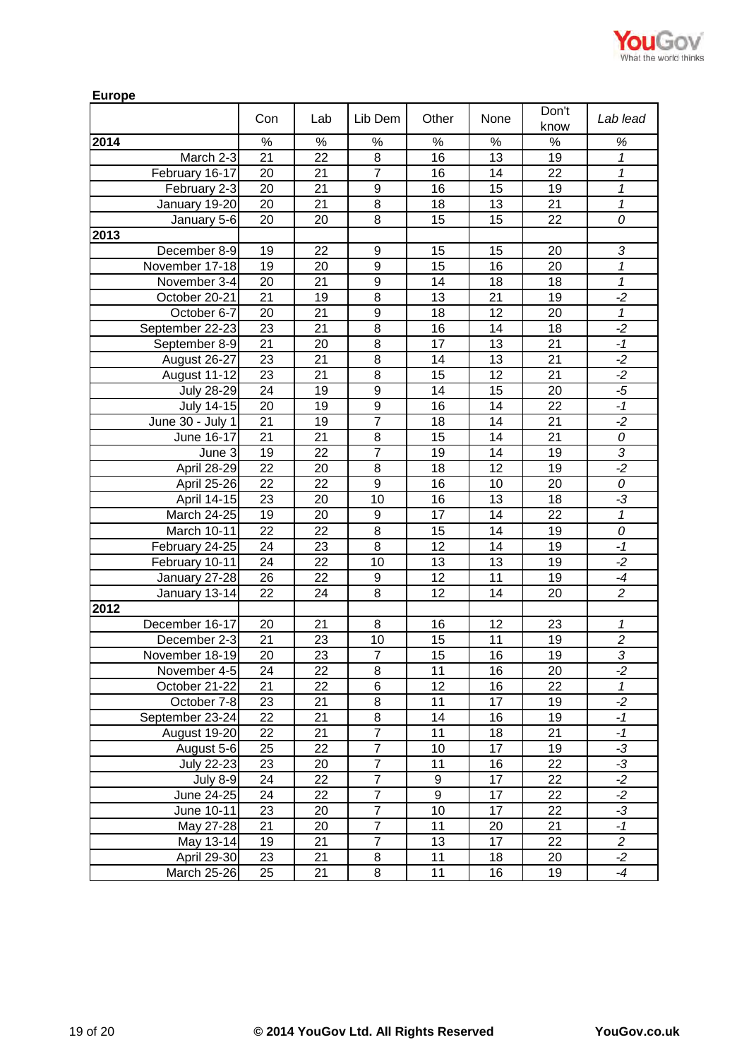**Europe**

| | Con | Lab | Lib Dem | Other | None | Don't know | *Lab lead* |
|---|---|---|---|---|---|---|---|
| **2014** | % | % | % | % | % | % | *%* |
| March 2-3 | 21 | 22 | 8 | 16 | 13 | 19 | *1* |
| February 16-17 | 20 | 21 | 7 | 16 | 14 | 22 | *1* |
| February 2-3 | 20 | 21 | 9 | 16 | 15 | 19 | *1* |
| January 19-20 | 20 | 21 | 8 | 18 | 13 | 21 | *1* |
| January 5-6 | 20 | 20 | 8 | 15 | 15 | 22 | *0* |
| **2013** | | | | | | | |
| December 8-9 | 19 | 22 | 9 | 15 | 15 | 20 | *3* |
| November 17-18 | 19 | 20 | 9 | 15 | 16 | 20 | *1* |
| November 3-4 | 20 | 21 | 9 | 14 | 18 | 18 | *1* |
| October 20-21 | 21 | 19 | 8 | 13 | 21 | 19 | *-2* |
| October 6-7 | 20 | 21 | 9 | 18 | 12 | 20 | *1* |
| September 22-23 | 23 | 21 | 8 | 16 | 14 | 18 | *-2* |
| September 8-9 | 21 | 20 | 8 | 17 | 13 | 21 | *-1* |
| August 26-27 | 23 | 21 | 8 | 14 | 13 | 21 | *-2* |
| August 11-12 | 23 | 21 | 8 | 15 | 12 | 21 | *-2* |
| July 28-29 | 24 | 19 | 9 | 14 | 15 | 20 | *-5* |
| July 14-15 | 20 | 19 | 9 | 16 | 14 | 22 | *-1* |
| June 30 - July 1 | 21 | 19 | 7 | 18 | 14 | 21 | *-2* |
| June 16-17 | 21 | 21 | 8 | 15 | 14 | 21 | *0* |
| June 3 | 19 | 22 | 7 | 19 | 14 | 19 | *3* |
| April 28-29 | 22 | 20 | 8 | 18 | 12 | 19 | *-2* |
| April 25-26 | 22 | 22 | 9 | 16 | 10 | 20 | *0* |
| April 14-15 | 23 | 20 | 10 | 16 | 13 | 18 | *-3* |
| March 24-25 | 19 | 20 | 9 | 17 | 14 | 22 | *1* |
| March 10-11 | 22 | 22 | 8 | 15 | 14 | 19 | *0* |
| February 24-25 | 24 | 23 | 8 | 12 | 14 | 19 | *-1* |
| February 10-11 | 24 | 22 | 10 | 13 | 13 | 19 | *-2* |
| January 27-28 | 26 | 22 | 9 | 12 | 11 | 19 | *-4* |
| January 13-14 | 22 | 24 | 8 | 12 | 14 | 20 | *2* |
| **2012** | | | | | | | |
| December 16-17 | 20 | 21 | 8 | 16 | 12 | 23 | *1* |
| December 2-3 | 21 | 23 | 10 | 15 | 11 | 19 | *2* |
| November 18-19 | 20 | 23 | 7 | 15 | 16 | 19 | *3* |
| November 4-5 | 24 | 22 | 8 | 11 | 16 | 20 | *-2* |
| October 21-22 | 21 | 22 | 6 | 12 | 16 | 22 | *1* |
| October 7-8 | 23 | 21 | 8 | 11 | 17 | 19 | *-2* |
| September 23-24 | 22 | 21 | 8 | 14 | 16 | 19 | *-1* |
| August 19-20 | 22 | 21 | 7 | 11 | 18 | 21 | *-1* |
| August 5-6 | 25 | 22 | 7 | 10 | 17 | 19 | *-3* |
| July 22-23 | 23 | 20 | 7 | 11 | 16 | 22 | *-3* |
| July 8-9 | 24 | 22 | 7 | 9 | 17 | 22 | *-2* |
| June 24-25 | 24 | 22 | 7 | 9 | 17 | 22 | *-2* |
| June 10-11 | 23 | 20 | 7 | 10 | 17 | 22 | *-3* |
| May 27-28 | 21 | 20 | 7 | 11 | 20 | 21 | *-1* |
| May 13-14 | 19 | 21 | 7 | 13 | 17 | 22 | *2* |
| April 29-30 | 23 | 21 | 8 | 11 | 18 | 20 | *-2* |
| March 25-26 | 25 | 21 | 8 | 11 | 16 | 19 | *-4* |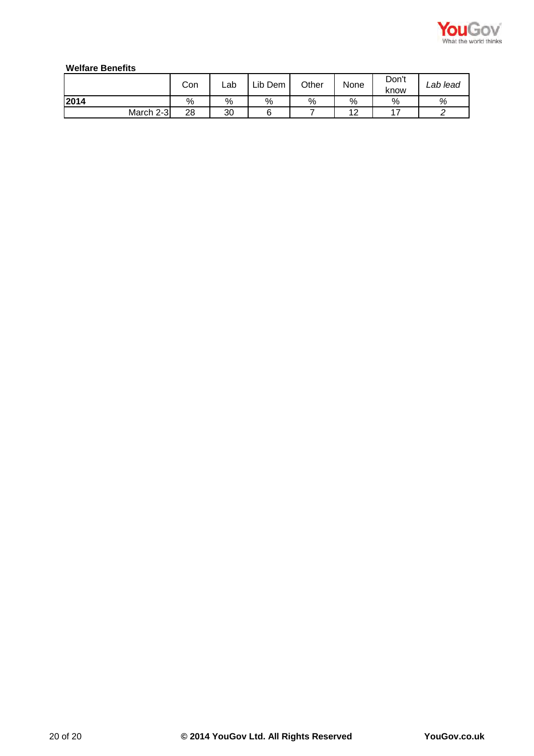**Welfare Benefits**

| | Con | Lab | Lib Dem | Other | None | Don't know | *Lab lead* |
|---|---|---|---|---|---|---|---|
| **2014** | % | % | % | % | % | % | *%* |
| March 2-3 | 28 | 30 | 6 | 7 | 12 | 17 | *2* |